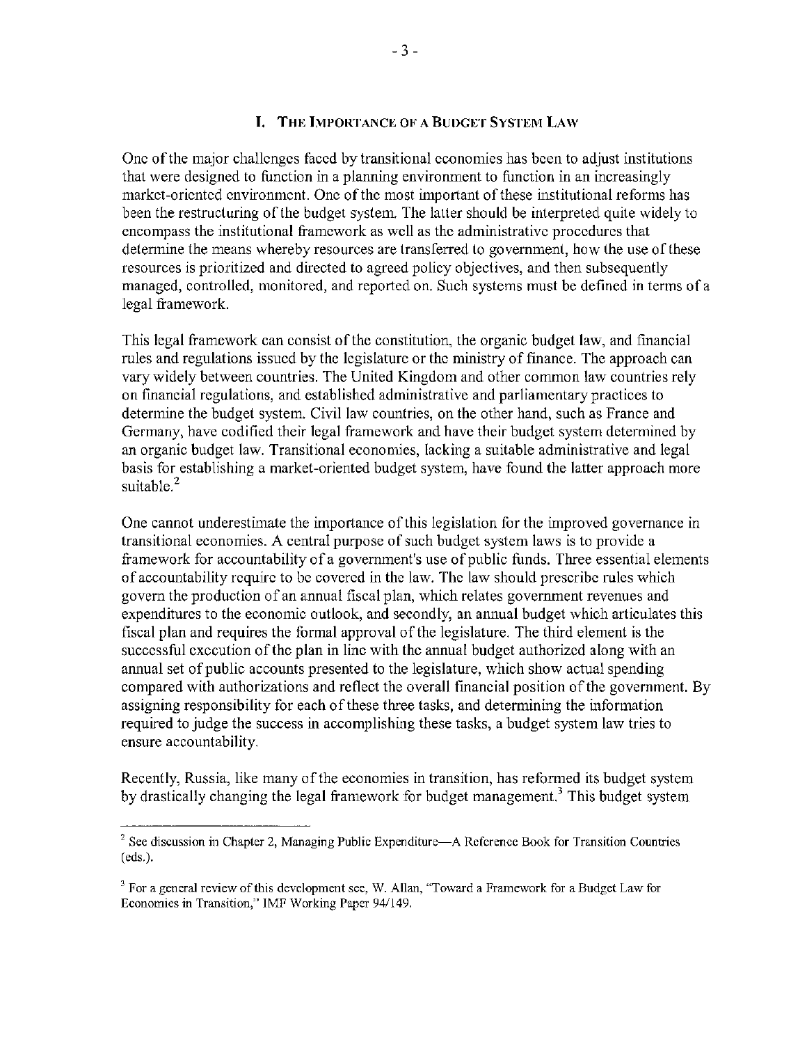# I. THE IMPORTANCE OF A BUDGET SYSTEM LAW

One of the major challenges faced by transitional economies has been to adjust institutions that were designed to function in a planning environment to function in an increasingly market-oriented environment. One of the most important of these institutional reforms has been the restructuring of the budget system. The latter should be interpreted quite widely to encompass the institutional framework as well as the administrative procedures that determine the means whereby resources are transferred to government, how the use of these resources is prioritized and directed to agreed policy objectives, and then subsequently managed, controlled, monitored, and reported on. Such systems must be defined in terms of a legal framework.

This legal framework can consist of the constitution, the organic budget law, and financial rules and regulations issued by the legislature or the ministry of finance. The approach can vary widely between countries. The United Kingdom and other common law countries rely on financial regulations, and established administrative and parliamentary practices to determine the budget system. Civil law countries, on the other hand, such as France and Germany, have codified their legal framework and have their budget system determined by an organic budget law. Transitional economies, lacking a suitable administrative and legal basis for establishing a market-oriented budget system, have found the latter approach more suitable.[2]

One cannot underestimate the importance of this legislation for the improved governance in transitional economies. A central purpose of such budget system laws is to provide a framework for accountability of a government's use of public funds. Three essential elements of accountability require to be covered in the law. The law should prescribe rules which govern the production of an annual fiscal plan, which relates government revenues and expenditures to the economic outlook, and secondly, an annual budget which articulates this fiscal plan and requires the formal approval of the legislature. The third element is the successful execution of the plan in line with the annual budget authorized along with an annual set of public accounts presented to the legislature, which show actual spending compared with authorizations and reflect the overall financial position of the government. By assigning responsibility for each of these three tasks, and determining the information required to judge the success in accomplishing these tasks, a budget system law tries to ensure accountability.

Recently, Russia, like many of the economies in transition, has reformed its budget system by drastically changing the legal framework for budget management.[3] This budget system

---

[2] See discussion in Chapter 2, Managing Public Expenditure—A Reference Book for Transition Countries (eds.).

[3] For a general review of this development see, W. Allan, "Toward a Framework for a Budget Law for Economies in Transition," IMF Working Paper 94/149.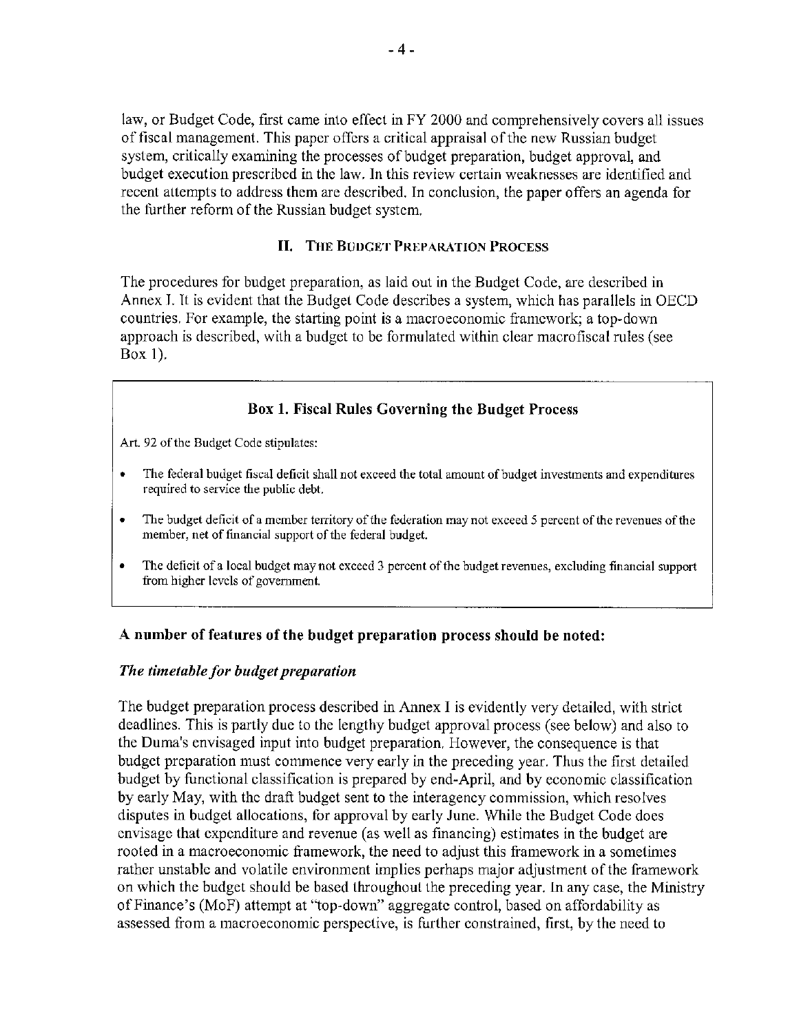law, or Budget Code, first came into effect in FY 2000 and comprehensively covers all issues of fiscal management. This paper offers a critical appraisal of the new Russian budget system, critically examining the processes of budget preparation, budget approval, and budget execution prescribed in the law. In this review certain weaknesses are identified and recent attempts to address them are described. In conclusion, the paper offers an agenda for the further reform of the Russian budget system.

## II. The Budget Preparation Process

The procedures for budget preparation, as laid out in the Budget Code, are described in Annex I. It is evident that the Budget Code describes a system, which has parallels in OECD countries. For example, the starting point is a macroeconomic framework; a top-down approach is described, with a budget to be formulated within clear macrofiscal rules (see Box 1).

> **Box 1. Fiscal Rules Governing the Budget Process**
>
> Art. 92 of the Budget Code stipulates:
>
> - The federal budget fiscal deficit shall not exceed the total amount of budget investments and expenditures required to service the public debt.
> - The budget deficit of a member territory of the federation may not exceed 5 percent of the revenues of the member, net of financial support of the federal budget.
> - The deficit of a local budget may not exceed 3 percent of the budget revenues, excluding financial support from higher levels of government.

**A number of features of the budget preparation process should be noted:**

***The timetable for budget preparation***

The budget preparation process described in Annex I is evidently very detailed, with strict deadlines. This is partly due to the lengthy budget approval process (see below) and also to the Duma's envisaged input into budget preparation. However, the consequence is that budget preparation must commence very early in the preceding year. Thus the first detailed budget by functional classification is prepared by end-April, and by economic classification by early May, with the draft budget sent to the interagency commission, which resolves disputes in budget allocations, for approval by early June. While the Budget Code does envisage that expenditure and revenue (as well as financing) estimates in the budget are rooted in a macroeconomic framework, the need to adjust this framework in a sometimes rather unstable and volatile environment implies perhaps major adjustment of the framework on which the budget should be based throughout the preceding year. In any case, the Ministry of Finance's (MoF) attempt at "top-down" aggregate control, based on affordability as assessed from a macroeconomic perspective, is further constrained, first, by the need to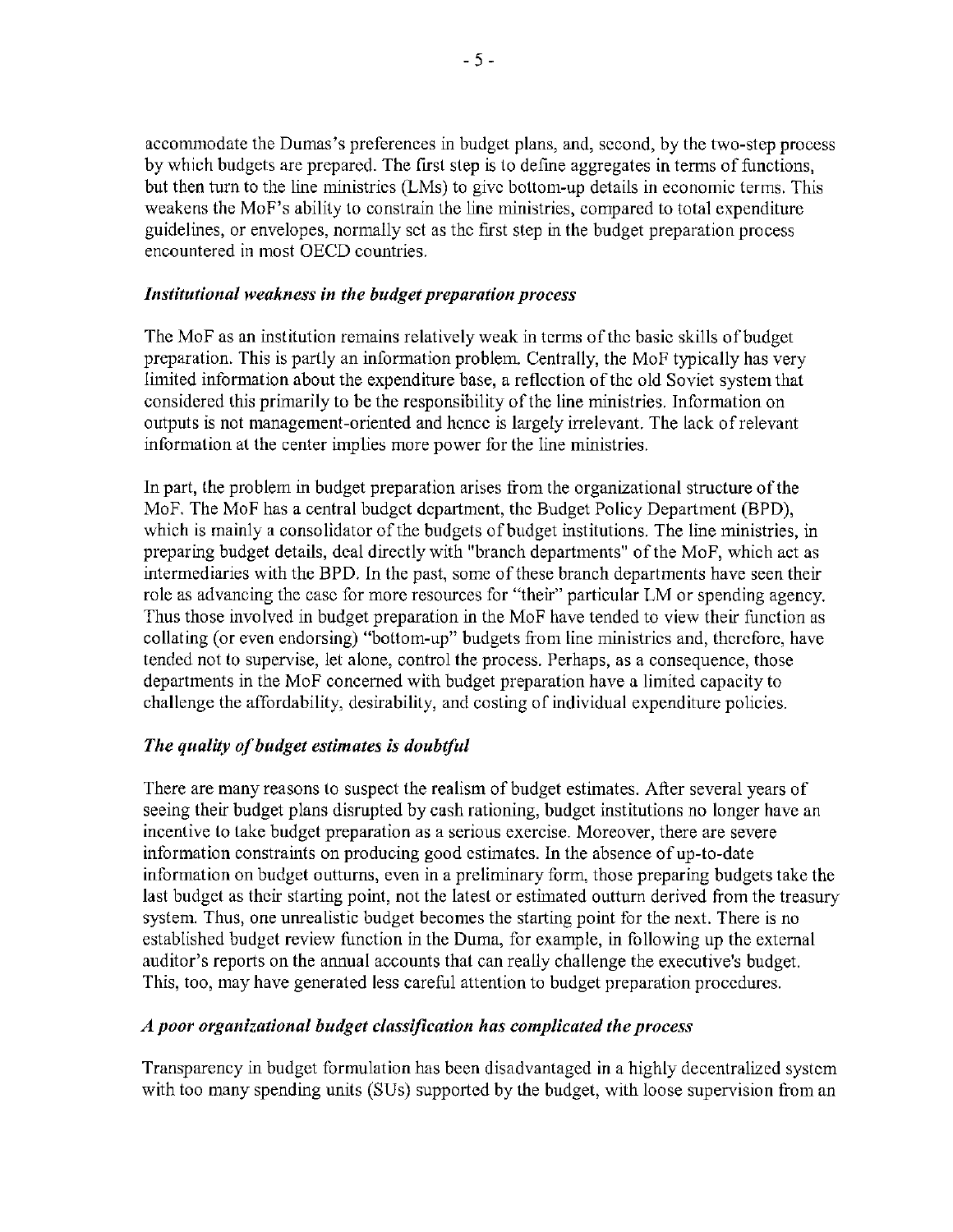accommodate the Dumas's preferences in budget plans, and, second, by the two-step process by which budgets are prepared. The first step is to define aggregates in terms of functions, but then turn to the line ministries (LMs) to give bottom-up details in economic terms. This weakens the MoF's ability to constrain the line ministries, compared to total expenditure guidelines, or envelopes, normally set as the first step in the budget preparation process encountered in most OECD countries.

***Institutional weakness in the budget preparation process***

The MoF as an institution remains relatively weak in terms of the basic skills of budget preparation. This is partly an information problem. Centrally, the MoF typically has very limited information about the expenditure base, a reflection of the old Soviet system that considered this primarily to be the responsibility of the line ministries. Information on outputs is not management-oriented and hence is largely irrelevant. The lack of relevant information at the center implies more power for the line ministries.

In part, the problem in budget preparation arises from the organizational structure of the MoF. The MoF has a central budget department, the Budget Policy Department (BPD), which is mainly a consolidator of the budgets of budget institutions. The line ministries, in preparing budget details, deal directly with "branch departments" of the MoF, which act as intermediaries with the BPD. In the past, some of these branch departments have seen their role as advancing the case for more resources for "their" particular LM or spending agency. Thus those involved in budget preparation in the MoF have tended to view their function as collating (or even endorsing) "bottom-up" budgets from line ministries and, therefore, have tended not to supervise, let alone, control the process. Perhaps, as a consequence, those departments in the MoF concerned with budget preparation have a limited capacity to challenge the affordability, desirability, and costing of individual expenditure policies.

***The quality of budget estimates is doubtful***

There are many reasons to suspect the realism of budget estimates. After several years of seeing their budget plans disrupted by cash rationing, budget institutions no longer have an incentive to take budget preparation as a serious exercise. Moreover, there are severe information constraints on producing good estimates. In the absence of up-to-date information on budget outturns, even in a preliminary form, those preparing budgets take the last budget as their starting point, not the latest or estimated outturn derived from the treasury system. Thus, one unrealistic budget becomes the starting point for the next. There is no established budget review function in the Duma, for example, in following up the external auditor's reports on the annual accounts that can really challenge the executive's budget. This, too, may have generated less careful attention to budget preparation procedures.

***A poor organizational budget classification has complicated the process***

Transparency in budget formulation has been disadvantaged in a highly decentralized system with too many spending units (SUs) supported by the budget, with loose supervision from an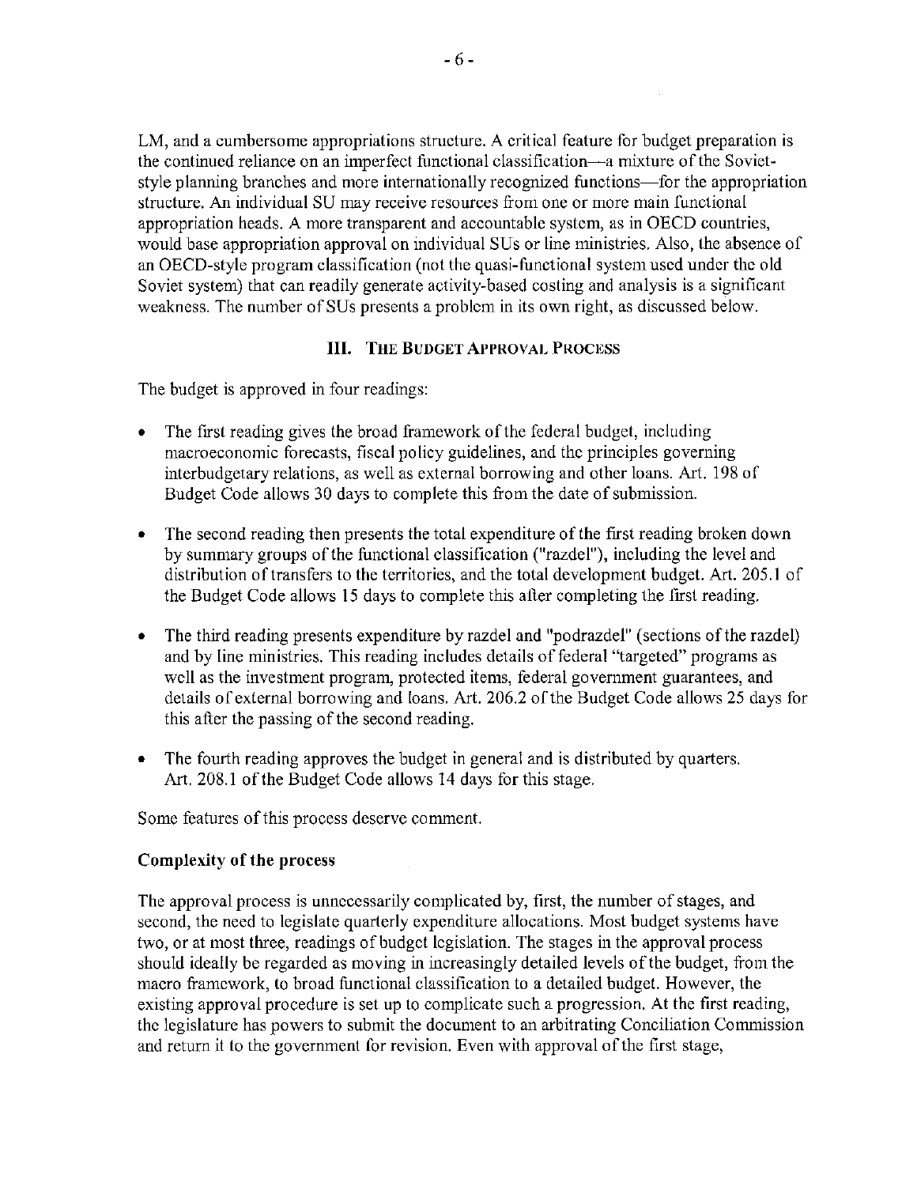LM, and a cumbersome appropriations structure. A critical feature for budget preparation is the continued reliance on an imperfect functional classification—a mixture of the Soviet-style planning branches and more internationally recognized functions—for the appropriation structure. An individual SU may receive resources from one or more main functional appropriation heads. A more transparent and accountable system, as in OECD countries, would base appropriation approval on individual SUs or line ministries. Also, the absence of an OECD-style program classification (not the quasi-functional system used under the old Soviet system) that can readily generate activity-based costing and analysis is a significant weakness. The number of SUs presents a problem in its own right, as discussed below.

## III. The Budget Approval Process

The budget is approved in four readings:

- The first reading gives the broad framework of the federal budget, including macroeconomic forecasts, fiscal policy guidelines, and the principles governing interbudgetary relations, as well as external borrowing and other loans. Art. 198 of Budget Code allows 30 days to complete this from the date of submission.
- The second reading then presents the total expenditure of the first reading broken down by summary groups of the functional classification ("razdel"), including the level and distribution of transfers to the territories, and the total development budget. Art. 205.1 of the Budget Code allows 15 days to complete this after completing the first reading.
- The third reading presents expenditure by razdel and "podrazdel" (sections of the razdel) and by line ministries. This reading includes details of federal "targeted" programs as well as the investment program, protected items, federal government guarantees, and details of external borrowing and loans. Art. 206.2 of the Budget Code allows 25 days for this after the passing of the second reading.
- The fourth reading approves the budget in general and is distributed by quarters. Art. 208.1 of the Budget Code allows 14 days for this stage.

Some features of this process deserve comment.

### Complexity of the process

The approval process is unnecessarily complicated by, first, the number of stages, and second, the need to legislate quarterly expenditure allocations. Most budget systems have two, or at most three, readings of budget legislation. The stages in the approval process should ideally be regarded as moving in increasingly detailed levels of the budget, from the macro framework, to broad functional classification to a detailed budget. However, the existing approval procedure is set up to complicate such a progression. At the first reading, the legislature has powers to submit the document to an arbitrating Conciliation Commission and return it to the government for revision. Even with approval of the first stage,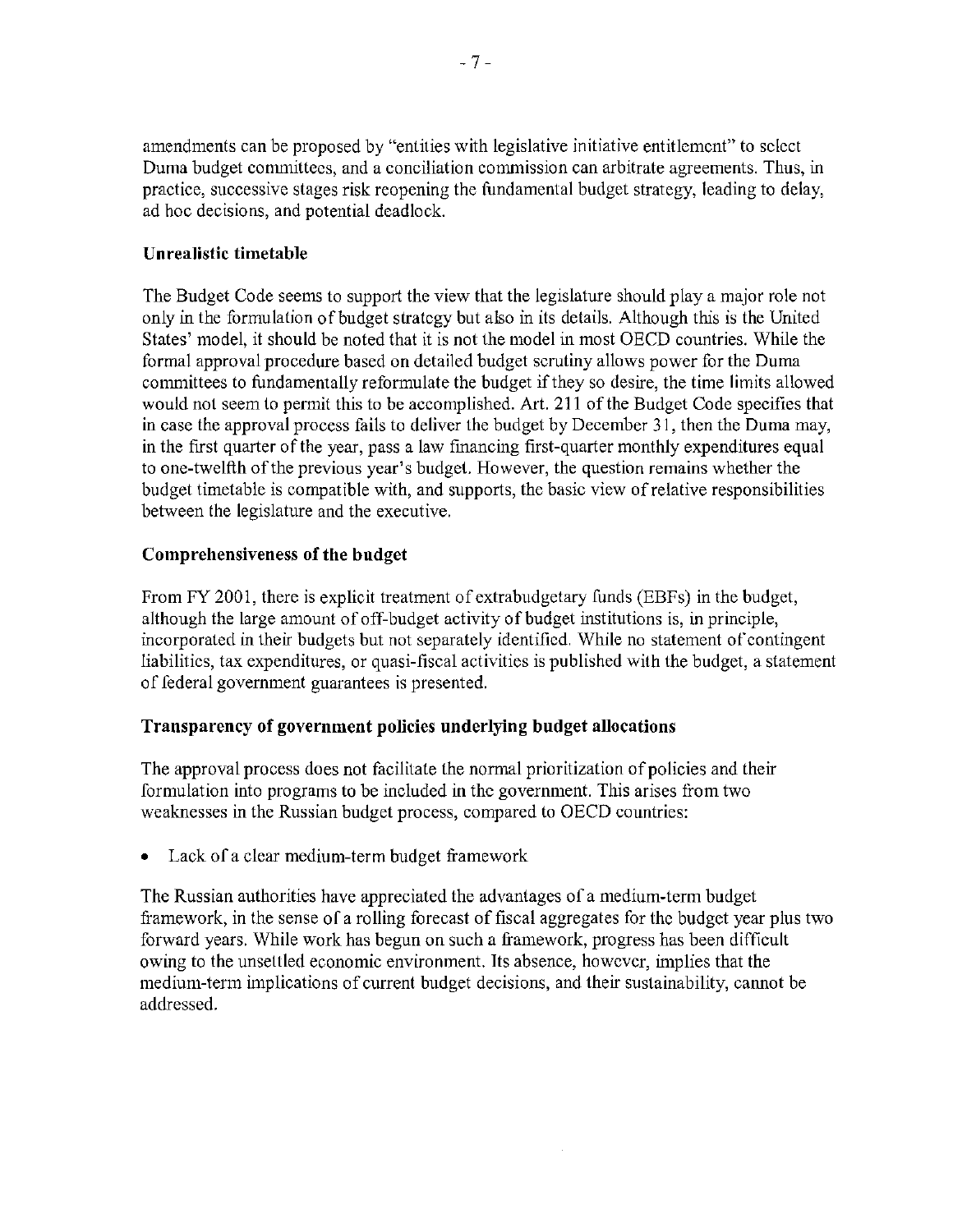amendments can be proposed by "entities with legislative initiative entitlement" to select Duma budget committees, and a conciliation commission can arbitrate agreements. Thus, in practice, successive stages risk reopening the fundamental budget strategy, leading to delay, ad hoc decisions, and potential deadlock.

### Unrealistic timetable

The Budget Code seems to support the view that the legislature should play a major role not only in the formulation of budget strategy but also in its details. Although this is the United States' model, it should be noted that it is not the model in most OECD countries. While the formal approval procedure based on detailed budget scrutiny allows power for the Duma committees to fundamentally reformulate the budget if they so desire, the time limits allowed would not seem to permit this to be accomplished. Art. 211 of the Budget Code specifies that in case the approval process fails to deliver the budget by December 31, then the Duma may, in the first quarter of the year, pass a law financing first-quarter monthly expenditures equal to one-twelfth of the previous year's budget. However, the question remains whether the budget timetable is compatible with, and supports, the basic view of relative responsibilities between the legislature and the executive.

### Comprehensiveness of the budget

From FY 2001, there is explicit treatment of extrabudgetary funds (EBFs) in the budget, although the large amount of off-budget activity of budget institutions is, in principle, incorporated in their budgets but not separately identified. While no statement of contingent liabilities, tax expenditures, or quasi-fiscal activities is published with the budget, a statement of federal government guarantees is presented.

### Transparency of government policies underlying budget allocations

The approval process does not facilitate the normal prioritization of policies and their formulation into programs to be included in the government. This arises from two weaknesses in the Russian budget process, compared to OECD countries:

- Lack of a clear medium-term budget framework

The Russian authorities have appreciated the advantages of a medium-term budget framework, in the sense of a rolling forecast of fiscal aggregates for the budget year plus two forward years. While work has begun on such a framework, progress has been difficult owing to the unsettled economic environment. Its absence, however, implies that the medium-term implications of current budget decisions, and their sustainability, cannot be addressed.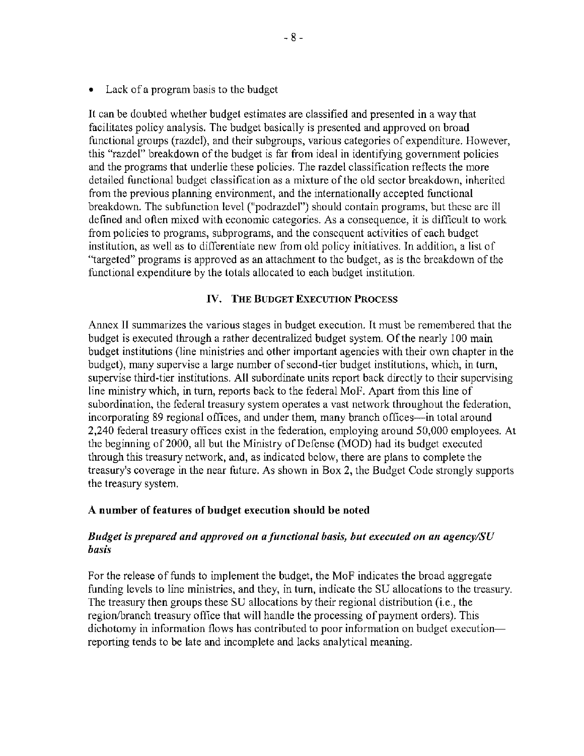- Lack of a program basis to the budget

It can be doubted whether budget estimates are classified and presented in a way that facilitates policy analysis. The budget basically is presented and approved on broad functional groups (razdel), and their subgroups, various categories of expenditure. However, this "razdel" breakdown of the budget is far from ideal in identifying government policies and the programs that underlie these policies. The razdel classification reflects the more detailed functional budget classification as a mixture of the old sector breakdown, inherited from the previous planning environment, and the internationally accepted functional breakdown. The subfunction level ("podrazdel") should contain programs, but these are ill defined and often mixed with economic categories. As a consequence, it is difficult to work from policies to programs, subprograms, and the consequent activities of each budget institution, as well as to differentiate new from old policy initiatives. In addition, a list of "targeted" programs is approved as an attachment to the budget, as is the breakdown of the functional expenditure by the totals allocated to each budget institution.

## IV. The Budget Execution Process

Annex II summarizes the various stages in budget execution. It must be remembered that the budget is executed through a rather decentralized budget system. Of the nearly 100 main budget institutions (line ministries and other important agencies with their own chapter in the budget), many supervise a large number of second-tier budget institutions, which, in turn, supervise third-tier institutions. All subordinate units report back directly to their supervising line ministry which, in turn, reports back to the federal MoF. Apart from this line of subordination, the federal treasury system operates a vast network throughout the federation, incorporating 89 regional offices, and under them, many branch offices—in total around 2,240 federal treasury offices exist in the federation, employing around 50,000 employees. At the beginning of 2000, all but the Ministry of Defense (MOD) had its budget executed through this treasury network, and, as indicated below, there are plans to complete the treasury's coverage in the near future. As shown in Box 2, the Budget Code strongly supports the treasury system.

### A number of features of budget execution should be noted

#### *Budget is prepared and approved on a functional basis, but executed on an agency/SU basis*

For the release of funds to implement the budget, the MoF indicates the broad aggregate funding levels to line ministries, and they, in turn, indicate the SU allocations to the treasury. The treasury then groups these SU allocations by their regional distribution (i.e., the region/branch treasury office that will handle the processing of payment orders). This dichotomy in information flows has contributed to poor information on budget execution—reporting tends to be late and incomplete and lacks analytical meaning.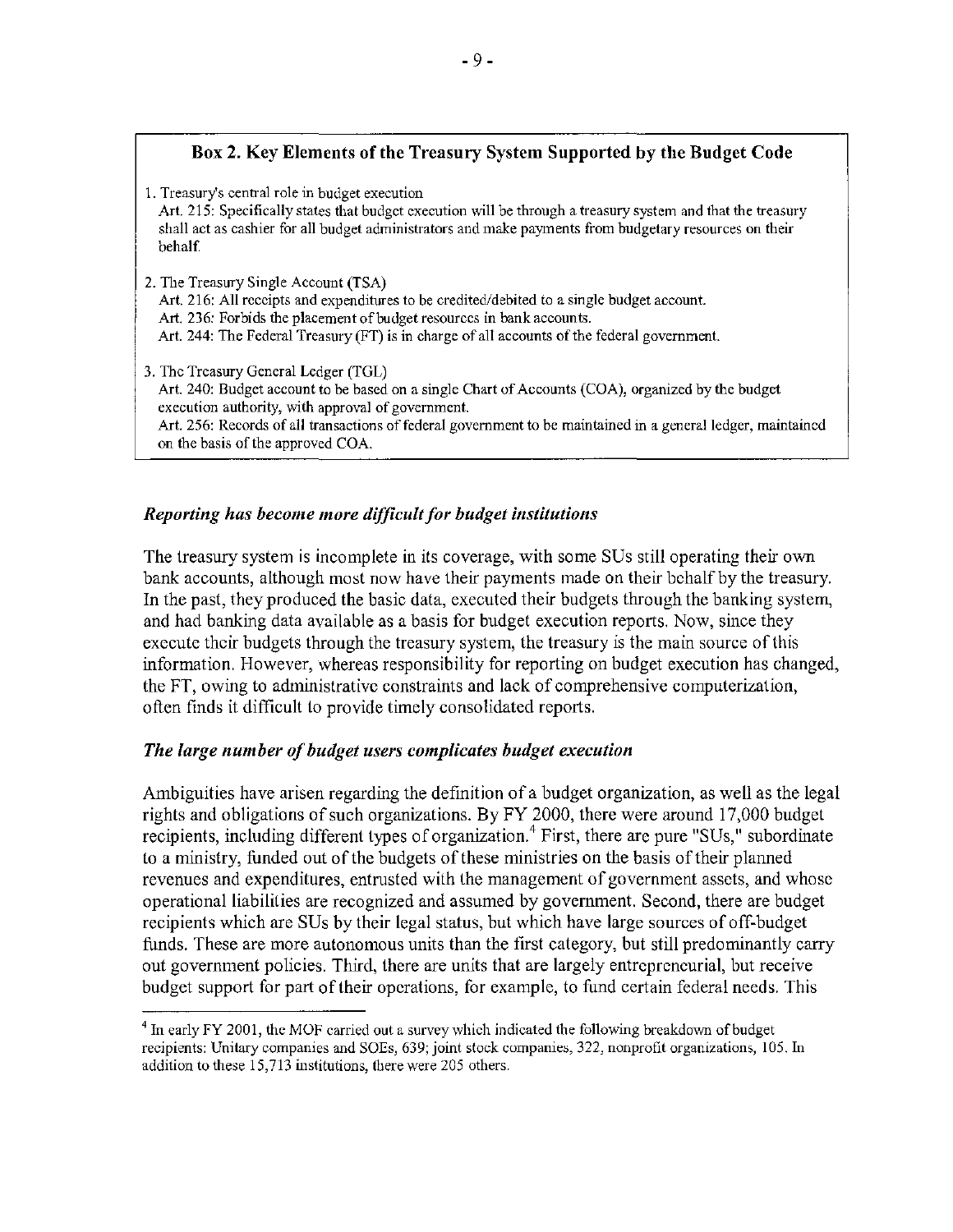**Box 2. Key Elements of the Treasury System Supported by the Budget Code**

1. Treasury's central role in budget execution
   Art. 215: Specifically states that budget execution will be through a treasury system and that the treasury shall act as cashier for all budget administrators and make payments from budgetary resources on their behalf.

2. The Treasury Single Account (TSA)
   Art. 216: All receipts and expenditures to be credited/debited to a single budget account.
   Art. 236: Forbids the placement of budget resources in bank accounts.
   Art. 244: The Federal Treasury (FT) is in charge of all accounts of the federal government.

3. The Treasury General Ledger (TGL)
   Art. 240: Budget account to be based on a single Chart of Accounts (COA), organized by the budget execution authority, with approval of government.
   Art. 256: Records of all transactions of federal government to be maintained in a general ledger, maintained on the basis of the approved COA.

***Reporting has become more difficult for budget institutions***

The treasury system is incomplete in its coverage, with some SUs still operating their own bank accounts, although most now have their payments made on their behalf by the treasury. In the past, they produced the basic data, executed their budgets through the banking system, and had banking data available as a basis for budget execution reports. Now, since they execute their budgets through the treasury system, the treasury is the main source of this information. However, whereas responsibility for reporting on budget execution has changed, the FT, owing to administrative constraints and lack of comprehensive computerization, often finds it difficult to provide timely consolidated reports.

***The large number of budget users complicates budget execution***

Ambiguities have arisen regarding the definition of a budget organization, as well as the legal rights and obligations of such organizations. By FY 2000, there were around 17,000 budget recipients, including different types of organization.[4] First, there are pure "SUs," subordinate to a ministry, funded out of the budgets of these ministries on the basis of their planned revenues and expenditures, entrusted with the management of government assets, and whose operational liabilities are recognized and assumed by government. Second, there are budget recipients which are SUs by their legal status, but which have large sources of off-budget funds. These are more autonomous units than the first category, but still predominantly carry out government policies. Third, there are units that are largely entrepreneurial, but receive budget support for part of their operations, for example, to fund certain federal needs. This

[4] In early FY 2001, the MOF carried out a survey which indicated the following breakdown of budget recipients: Unitary companies and SOEs, 639; joint stock companies, 322, nonprofit organizations, 105. In addition to these 15,713 institutions, there were 205 others.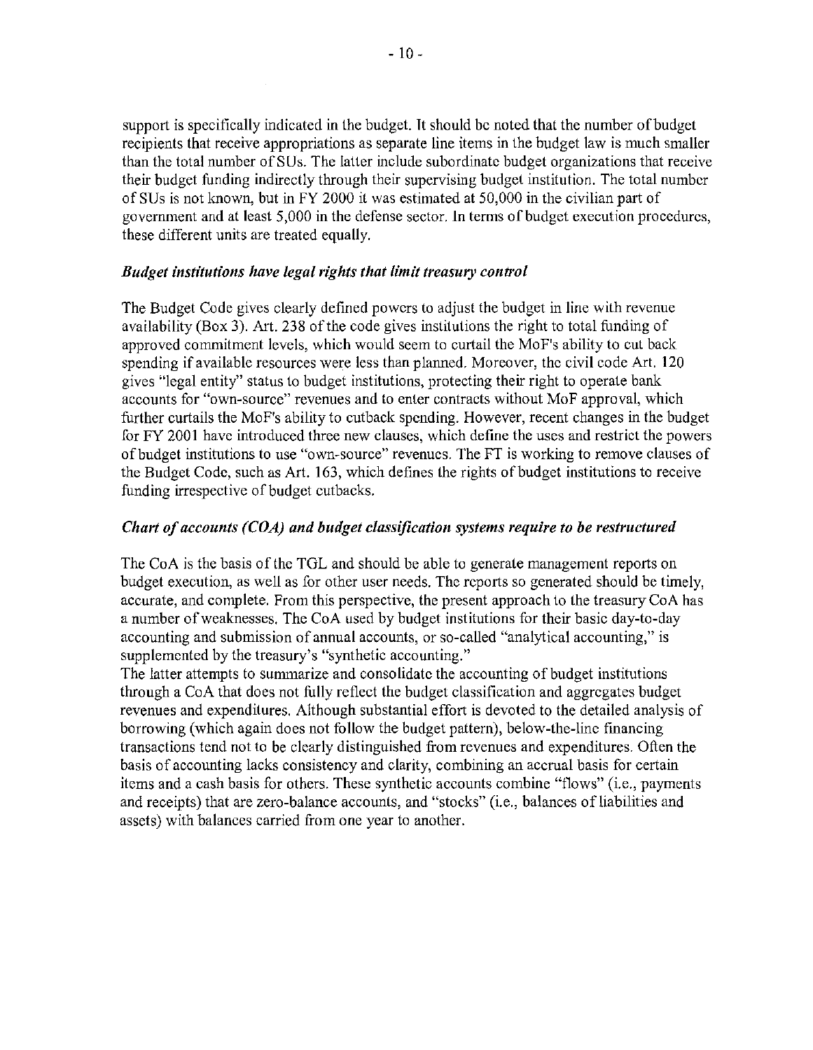support is specifically indicated in the budget. It should be noted that the number of budget recipients that receive appropriations as separate line items in the budget law is much smaller than the total number of SUs. The latter include subordinate budget organizations that receive their budget funding indirectly through their supervising budget institution. The total number of SUs is not known, but in FY 2000 it was estimated at 50,000 in the civilian part of government and at least 5,000 in the defense sector. In terms of budget execution procedures, these different units are treated equally.

***Budget institutions have legal rights that limit treasury control***

The Budget Code gives clearly defined powers to adjust the budget in line with revenue availability (Box 3). Art. 238 of the code gives institutions the right to total funding of approved commitment levels, which would seem to curtail the MoF's ability to cut back spending if available resources were less than planned. Moreover, the civil code Art. 120 gives "legal entity" status to budget institutions, protecting their right to operate bank accounts for "own-source" revenues and to enter contracts without MoF approval, which further curtails the MoF's ability to cutback spending. However, recent changes in the budget for FY 2001 have introduced three new clauses, which define the uses and restrict the powers of budget institutions to use "own-source" revenues. The FT is working to remove clauses of the Budget Code, such as Art. 163, which defines the rights of budget institutions to receive funding irrespective of budget cutbacks.

***Chart of accounts (COA) and budget classification systems require to be restructured***

The CoA is the basis of the TGL and should be able to generate management reports on budget execution, as well as for other user needs. The reports so generated should be timely, accurate, and complete. From this perspective, the present approach to the treasury CoA has a number of weaknesses. The CoA used by budget institutions for their basic day-to-day accounting and submission of annual accounts, or so-called "analytical accounting," is supplemented by the treasury's "synthetic accounting."

The latter attempts to summarize and consolidate the accounting of budget institutions through a CoA that does not fully reflect the budget classification and aggregates budget revenues and expenditures. Although substantial effort is devoted to the detailed analysis of borrowing (which again does not follow the budget pattern), below-the-line financing transactions tend not to be clearly distinguished from revenues and expenditures. Often the basis of accounting lacks consistency and clarity, combining an accrual basis for certain items and a cash basis for others. These synthetic accounts combine "flows" (i.e., payments and receipts) that are zero-balance accounts, and "stocks" (i.e., balances of liabilities and assets) with balances carried from one year to another.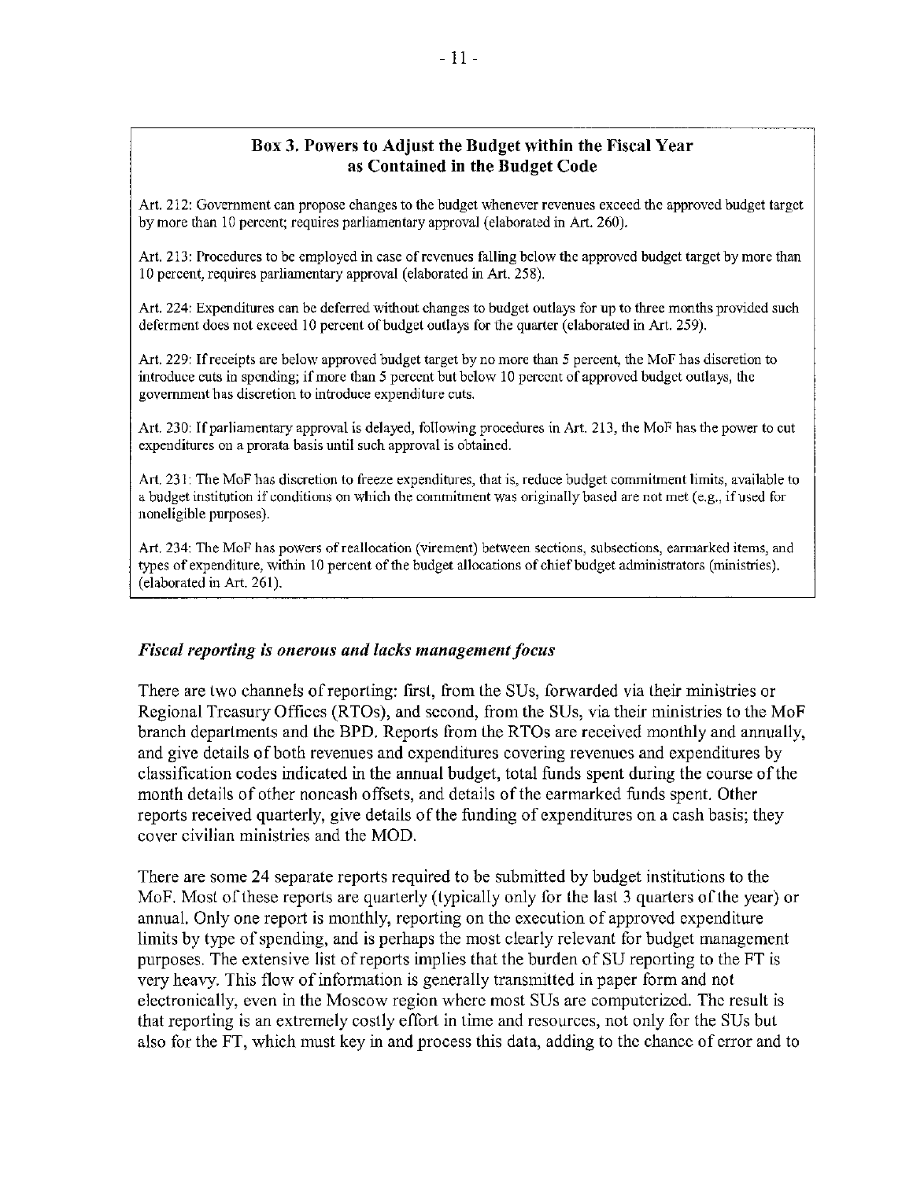### Box 3. Powers to Adjust the Budget within the Fiscal Year as Contained in the Budget Code

Art. 212: Government can propose changes to the budget whenever revenues exceed the approved budget target by more than 10 percent; requires parliamentary approval (elaborated in Art. 260).

Art. 213: Procedures to be employed in case of revenues falling below the approved budget target by more than 10 percent, requires parliamentary approval (elaborated in Art. 258).

Art. 224: Expenditures can be deferred without changes to budget outlays for up to three months provided such deferment does not exceed 10 percent of budget outlays for the quarter (elaborated in Art. 259).

Art. 229: If receipts are below approved budget target by no more than 5 percent, the MoF has discretion to introduce cuts in spending; if more than 5 percent but below 10 percent of approved budget outlays, the government has discretion to introduce expenditure cuts.

Art. 230: If parliamentary approval is delayed, following procedures in Art. 213, the MoF has the power to cut expenditures on a prorata basis until such approval is obtained.

Art. 231: The MoF has discretion to freeze expenditures, that is, reduce budget commitment limits, available to a budget institution if conditions on which the commitment was originally based are not met (e.g., if used for noneligible purposes).

Art. 234: The MoF has powers of reallocation (virement) between sections, subsections, earmarked items, and types of expenditure, within 10 percent of the budget allocations of chief budget administrators (ministries). (elaborated in Art. 261).

### *Fiscal reporting is onerous and lacks management focus*

There are two channels of reporting: first, from the SUs, forwarded via their ministries or Regional Treasury Offices (RTOs), and second, from the SUs, via their ministries to the MoF branch departments and the BPD. Reports from the RTOs are received monthly and annually, and give details of both revenues and expenditures covering revenues and expenditures by classification codes indicated in the annual budget, total funds spent during the course of the month details of other noncash offsets, and details of the earmarked funds spent. Other reports received quarterly, give details of the funding of expenditures on a cash basis; they cover civilian ministries and the MOD.

There are some 24 separate reports required to be submitted by budget institutions to the MoF. Most of these reports are quarterly (typically only for the last 3 quarters of the year) or annual. Only one report is monthly, reporting on the execution of approved expenditure limits by type of spending, and is perhaps the most clearly relevant for budget management purposes. The extensive list of reports implies that the burden of SU reporting to the FT is very heavy. This flow of information is generally transmitted in paper form and not electronically, even in the Moscow region where most SUs are computerized. The result is that reporting is an extremely costly effort in time and resources, not only for the SUs but also for the FT, which must key in and process this data, adding to the chance of error and to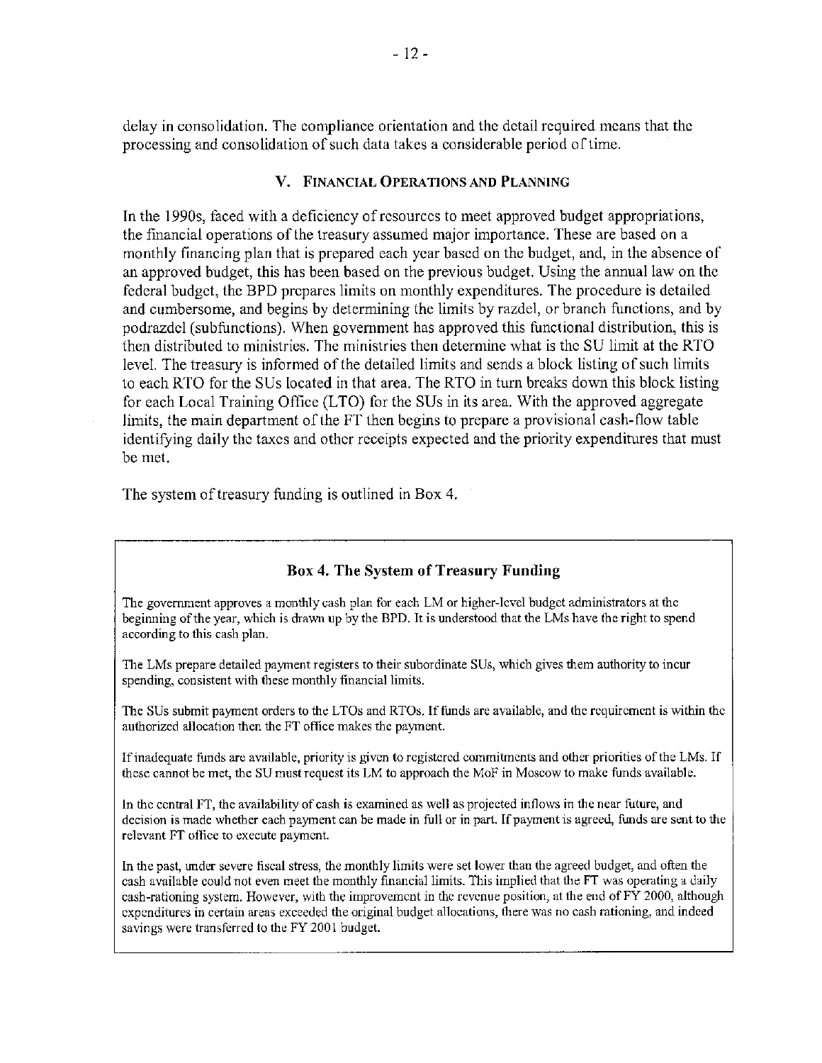delay in consolidation. The compliance orientation and the detail required means that the processing and consolidation of such data takes a considerable period of time.

## V. Financial Operations and Planning

In the 1990s, faced with a deficiency of resources to meet approved budget appropriations, the financial operations of the treasury assumed major importance. These are based on a monthly financing plan that is prepared each year based on the budget, and, in the absence of an approved budget, this has been based on the previous budget. Using the annual law on the federal budget, the BPD prepares limits on monthly expenditures. The procedure is detailed and cumbersome, and begins by determining the limits by razdel, or branch functions, and by podrazdel (subfunctions). When government has approved this functional distribution, this is then distributed to ministries. The ministries then determine what is the SU limit at the RTO level. The treasury is informed of the detailed limits and sends a block listing of such limits to each RTO for the SUs located in that area. The RTO in turn breaks down this block listing for each Local Training Office (LTO) for the SUs in its area. With the approved aggregate limits, the main department of the FT then begins to prepare a provisional cash-flow table identifying daily the taxes and other receipts expected and the priority expenditures that must be met.

The system of treasury funding is outlined in Box 4.

### Box 4. The System of Treasury Funding

The government approves a monthly cash plan for each LM or higher-level budget administrators at the beginning of the year, which is drawn up by the BPD. It is understood that the LMs have the right to spend according to this cash plan.

The LMs prepare detailed payment registers to their subordinate SUs, which gives them authority to incur spending, consistent with these monthly financial limits.

The SUs submit payment orders to the LTOs and RTOs. If funds are available, and the requirement is within the authorized allocation then the FT office makes the payment.

If inadequate funds are available, priority is given to registered commitments and other priorities of the LMs. If these cannot be met, the SU must request its LM to approach the MoF in Moscow to make funds available.

In the central FT, the availability of cash is examined as well as projected inflows in the near future, and decision is made whether each payment can be made in full or in part. If payment is agreed, funds are sent to the relevant FT office to execute payment.

In the past, under severe fiscal stress, the monthly limits were set lower than the agreed budget, and often the cash available could not even meet the monthly financial limits. This implied that the FT was operating a daily cash-rationing system. However, with the improvement in the revenue position, at the end of FY 2000, although expenditures in certain areas exceeded the original budget allocations, there was no cash rationing, and indeed savings were transferred to the FY 2001 budget.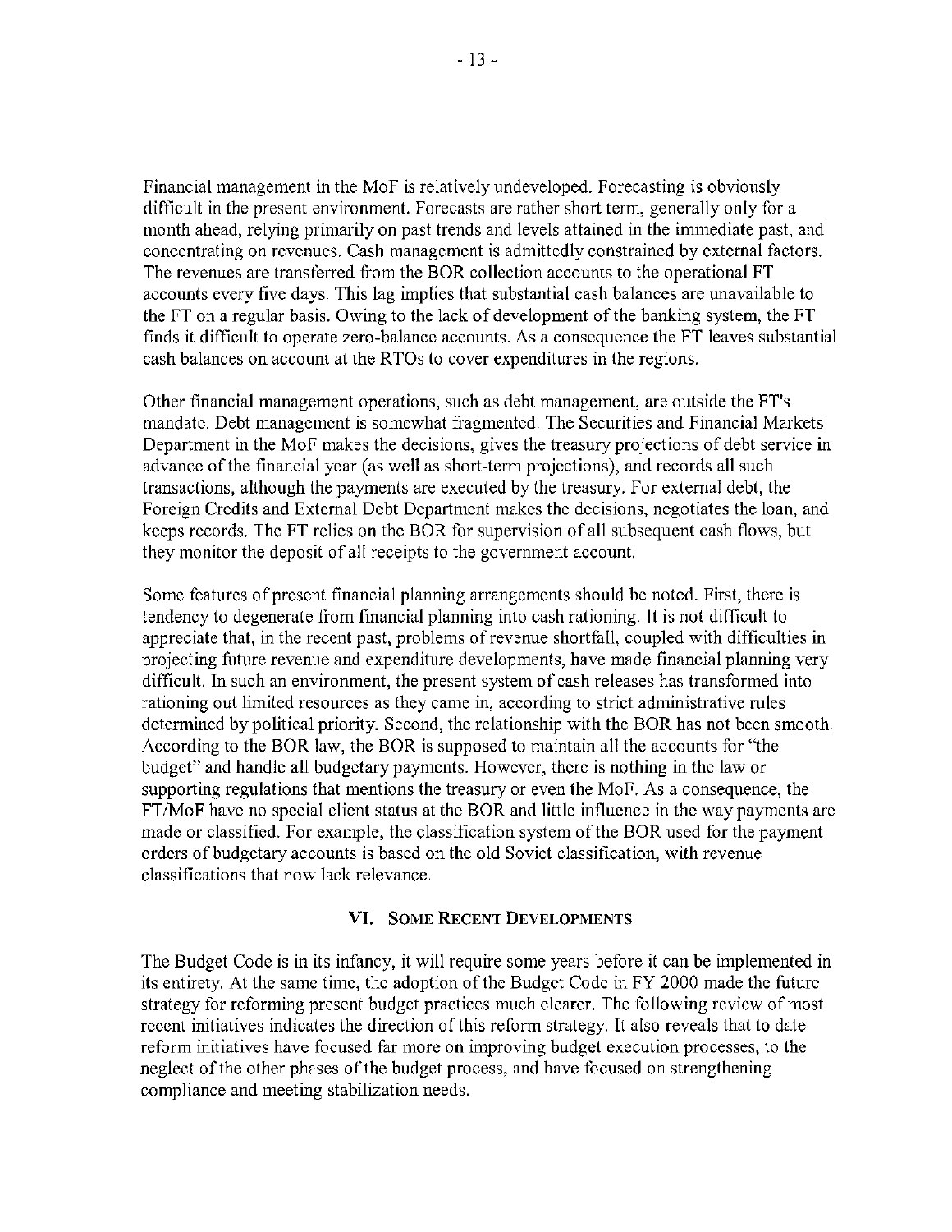Financial management in the MoF is relatively undeveloped. Forecasting is obviously difficult in the present environment. Forecasts are rather short term, generally only for a month ahead, relying primarily on past trends and levels attained in the immediate past, and concentrating on revenues. Cash management is admittedly constrained by external factors. The revenues are transferred from the BOR collection accounts to the operational FT accounts every five days. This lag implies that substantial cash balances are unavailable to the FT on a regular basis. Owing to the lack of development of the banking system, the FT finds it difficult to operate zero-balance accounts. As a consequence the FT leaves substantial cash balances on account at the RTOs to cover expenditures in the regions.

Other financial management operations, such as debt management, are outside the FT's mandate. Debt management is somewhat fragmented. The Securities and Financial Markets Department in the MoF makes the decisions, gives the treasury projections of debt service in advance of the financial year (as well as short-term projections), and records all such transactions, although the payments are executed by the treasury. For external debt, the Foreign Credits and External Debt Department makes the decisions, negotiates the loan, and keeps records. The FT relies on the BOR for supervision of all subsequent cash flows, but they monitor the deposit of all receipts to the government account.

Some features of present financial planning arrangements should be noted. First, there is tendency to degenerate from financial planning into cash rationing. It is not difficult to appreciate that, in the recent past, problems of revenue shortfall, coupled with difficulties in projecting future revenue and expenditure developments, have made financial planning very difficult. In such an environment, the present system of cash releases has transformed into rationing out limited resources as they came in, according to strict administrative rules determined by political priority. Second, the relationship with the BOR has not been smooth. According to the BOR law, the BOR is supposed to maintain all the accounts for "the budget" and handle all budgetary payments. However, there is nothing in the law or supporting regulations that mentions the treasury or even the MoF. As a consequence, the FT/MoF have no special client status at the BOR and little influence in the way payments are made or classified. For example, the classification system of the BOR used for the payment orders of budgetary accounts is based on the old Soviet classification, with revenue classifications that now lack relevance.

## VI. Some Recent Developments

The Budget Code is in its infancy, it will require some years before it can be implemented in its entirety. At the same time, the adoption of the Budget Code in FY 2000 made the future strategy for reforming present budget practices much clearer. The following review of most recent initiatives indicates the direction of this reform strategy. It also reveals that to date reform initiatives have focused far more on improving budget execution processes, to the neglect of the other phases of the budget process, and have focused on strengthening compliance and meeting stabilization needs.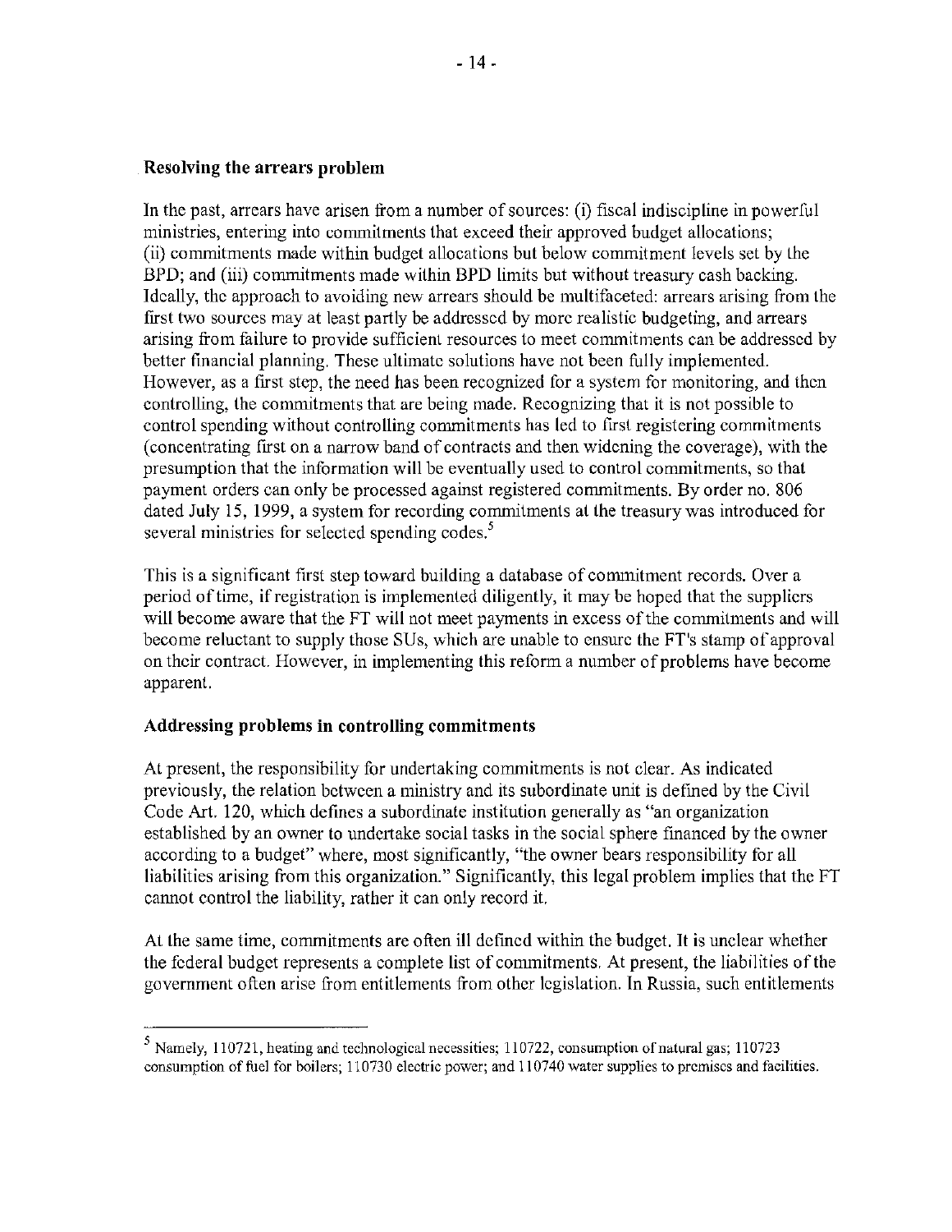### Resolving the arrears problem

In the past, arrears have arisen from a number of sources: (i) fiscal indiscipline in powerful ministries, entering into commitments that exceed their approved budget allocations; (ii) commitments made within budget allocations but below commitment levels set by the BPD; and (iii) commitments made within BPD limits but without treasury cash backing. Ideally, the approach to avoiding new arrears should be multifaceted: arrears arising from the first two sources may at least partly be addressed by more realistic budgeting, and arrears arising from failure to provide sufficient resources to meet commitments can be addressed by better financial planning. These ultimate solutions have not been fully implemented. However, as a first step, the need has been recognized for a system for monitoring, and then controlling, the commitments that are being made. Recognizing that it is not possible to control spending without controlling commitments has led to first registering commitments (concentrating first on a narrow band of contracts and then widening the coverage), with the presumption that the information will be eventually used to control commitments, so that payment orders can only be processed against registered commitments. By order no. 806 dated July 15, 1999, a system for recording commitments at the treasury was introduced for several ministries for selected spending codes.[5]

This is a significant first step toward building a database of commitment records. Over a period of time, if registration is implemented diligently, it may be hoped that the suppliers will become aware that the FT will not meet payments in excess of the commitments and will become reluctant to supply those SUs, which are unable to ensure the FT's stamp of approval on their contract. However, in implementing this reform a number of problems have become apparent.

### Addressing problems in controlling commitments

At present, the responsibility for undertaking commitments is not clear. As indicated previously, the relation between a ministry and its subordinate unit is defined by the Civil Code Art. 120, which defines a subordinate institution generally as "an organization established by an owner to undertake social tasks in the social sphere financed by the owner according to a budget" where, most significantly, "the owner bears responsibility for all liabilities arising from this organization." Significantly, this legal problem implies that the FT cannot control the liability, rather it can only record it.

At the same time, commitments are often ill defined within the budget. It is unclear whether the federal budget represents a complete list of commitments. At present, the liabilities of the government often arise from entitlements from other legislation. In Russia, such entitlements

---

[5] Namely, 110721, heating and technological necessities; 110722, consumption of natural gas; 110723 consumption of fuel for boilers; 110730 electric power; and 110740 water supplies to premises and facilities.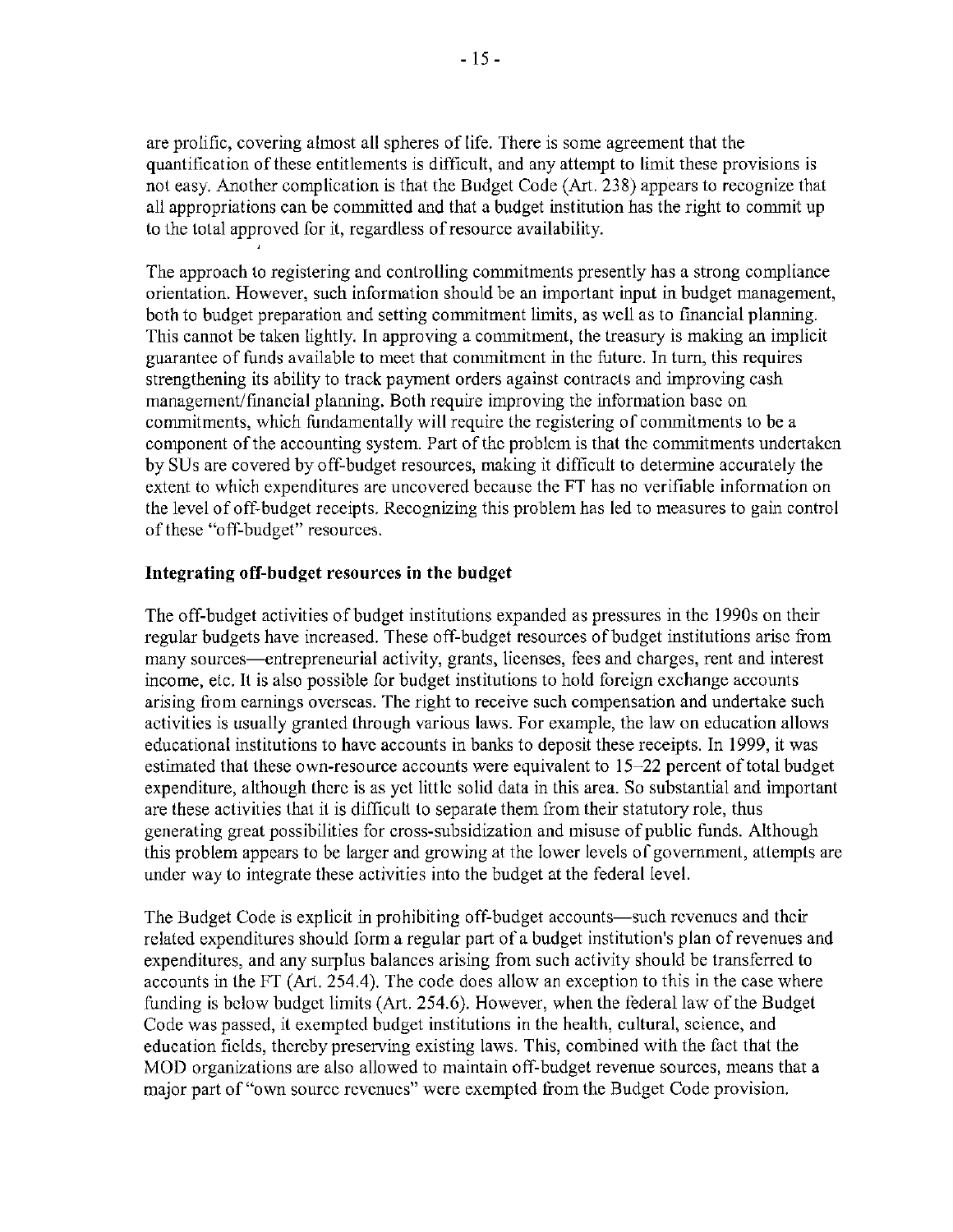are prolific, covering almost all spheres of life. There is some agreement that the quantification of these entitlements is difficult, and any attempt to limit these provisions is not easy. Another complication is that the Budget Code (Art. 238) appears to recognize that all appropriations can be committed and that a budget institution has the right to commit up to the total approved for it, regardless of resource availability.

The approach to registering and controlling commitments presently has a strong compliance orientation. However, such information should be an important input in budget management, both to budget preparation and setting commitment limits, as well as to financial planning. This cannot be taken lightly. In approving a commitment, the treasury is making an implicit guarantee of funds available to meet that commitment in the future. In turn, this requires strengthening its ability to track payment orders against contracts and improving cash management/financial planning. Both require improving the information base on commitments, which fundamentally will require the registering of commitments to be a component of the accounting system. Part of the problem is that the commitments undertaken by SUs are covered by off-budget resources, making it difficult to determine accurately the extent to which expenditures are uncovered because the FT has no verifiable information on the level of off-budget receipts. Recognizing this problem has led to measures to gain control of these "off-budget" resources.

**Integrating off-budget resources in the budget**

The off-budget activities of budget institutions expanded as pressures in the 1990s on their regular budgets have increased. These off-budget resources of budget institutions arise from many sources—entrepreneurial activity, grants, licenses, fees and charges, rent and interest income, etc. It is also possible for budget institutions to hold foreign exchange accounts arising from earnings overseas. The right to receive such compensation and undertake such activities is usually granted through various laws. For example, the law on education allows educational institutions to have accounts in banks to deposit these receipts. In 1999, it was estimated that these own-resource accounts were equivalent to 15–22 percent of total budget expenditure, although there is as yet little solid data in this area. So substantial and important are these activities that it is difficult to separate them from their statutory role, thus generating great possibilities for cross-subsidization and misuse of public funds. Although this problem appears to be larger and growing at the lower levels of government, attempts are under way to integrate these activities into the budget at the federal level.

The Budget Code is explicit in prohibiting off-budget accounts—such revenues and their related expenditures should form a regular part of a budget institution's plan of revenues and expenditures, and any surplus balances arising from such activity should be transferred to accounts in the FT (Art. 254.4). The code does allow an exception to this in the case where funding is below budget limits (Art. 254.6). However, when the federal law of the Budget Code was passed, it exempted budget institutions in the health, cultural, science, and education fields, thereby preserving existing laws. This, combined with the fact that the MOD organizations are also allowed to maintain off-budget revenue sources, means that a major part of "own source revenues" were exempted from the Budget Code provision.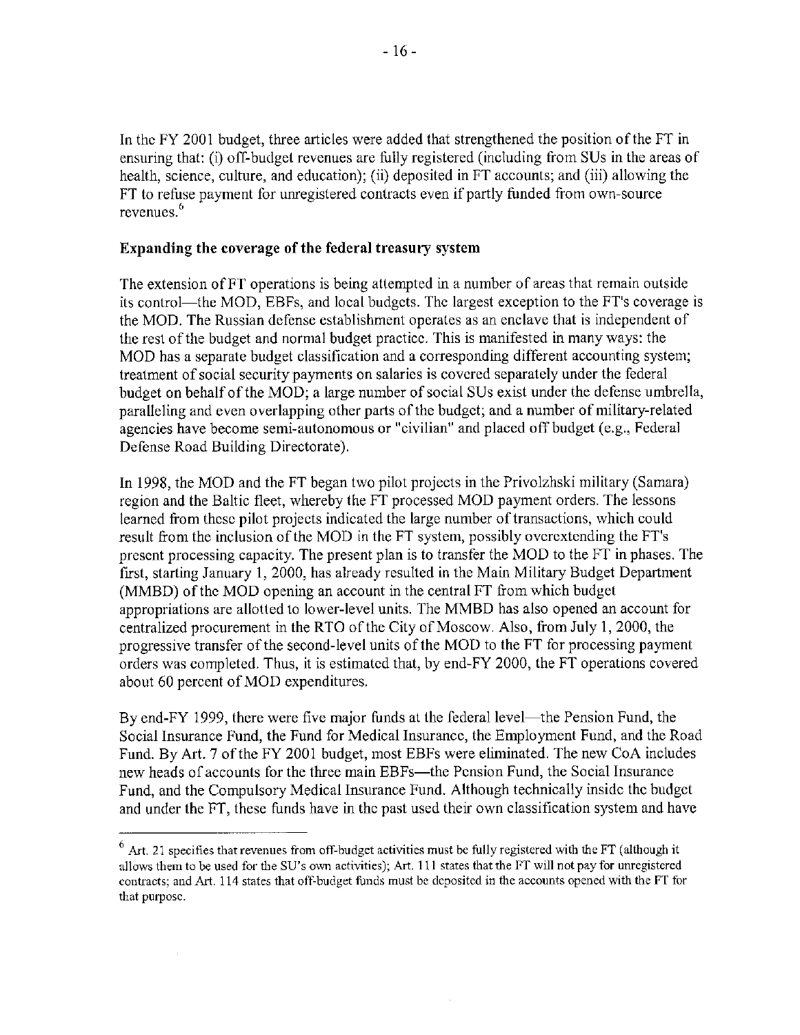In the FY 2001 budget, three articles were added that strengthened the position of the FT in ensuring that: (i) off-budget revenues are fully registered (including from SUs in the areas of health, science, culture, and education); (ii) deposited in FT accounts; and (iii) allowing the FT to refuse payment for unregistered contracts even if partly funded from own-source revenues.[6]

**Expanding the coverage of the federal treasury system**

The extension of FT operations is being attempted in a number of areas that remain outside its control—the MOD, EBFs, and local budgets. The largest exception to the FT's coverage is the MOD. The Russian defense establishment operates as an enclave that is independent of the rest of the budget and normal budget practice. This is manifested in many ways: the MOD has a separate budget classification and a corresponding different accounting system; treatment of social security payments on salaries is covered separately under the federal budget on behalf of the MOD; a large number of social SUs exist under the defense umbrella, paralleling and even overlapping other parts of the budget; and a number of military-related agencies have become semi-autonomous or "civilian" and placed off budget (e.g., Federal Defense Road Building Directorate).

In 1998, the MOD and the FT began two pilot projects in the Privolzhski military (Samara) region and the Baltic fleet, whereby the FT processed MOD payment orders. The lessons learned from these pilot projects indicated the large number of transactions, which could result from the inclusion of the MOD in the FT system, possibly overextending the FT's present processing capacity. The present plan is to transfer the MOD to the FT in phases. The first, starting January 1, 2000, has already resulted in the Main Military Budget Department (MMBD) of the MOD opening an account in the central FT from which budget appropriations are allotted to lower-level units. The MMBD has also opened an account for centralized procurement in the RTO of the City of Moscow. Also, from July 1, 2000, the progressive transfer of the second-level units of the MOD to the FT for processing payment orders was completed. Thus, it is estimated that, by end-FY 2000, the FT operations covered about 60 percent of MOD expenditures.

By end-FY 1999, there were five major funds at the federal level—the Pension Fund, the Social Insurance Fund, the Fund for Medical Insurance, the Employment Fund, and the Road Fund. By Art. 7 of the FY 2001 budget, most EBFs were eliminated. The new CoA includes new heads of accounts for the three main EBFs—the Pension Fund, the Social Insurance Fund, and the Compulsory Medical Insurance Fund. Although technically inside the budget and under the FT, these funds have in the past used their own classification system and have

---

[6] Art. 21 specifies that revenues from off-budget activities must be fully registered with the FT (although it allows them to be used for the SU's own activities); Art. 111 states that the FT will not pay for unregistered contracts; and Art. 114 states that off-budget funds must be deposited in the accounts opened with the FT for that purpose.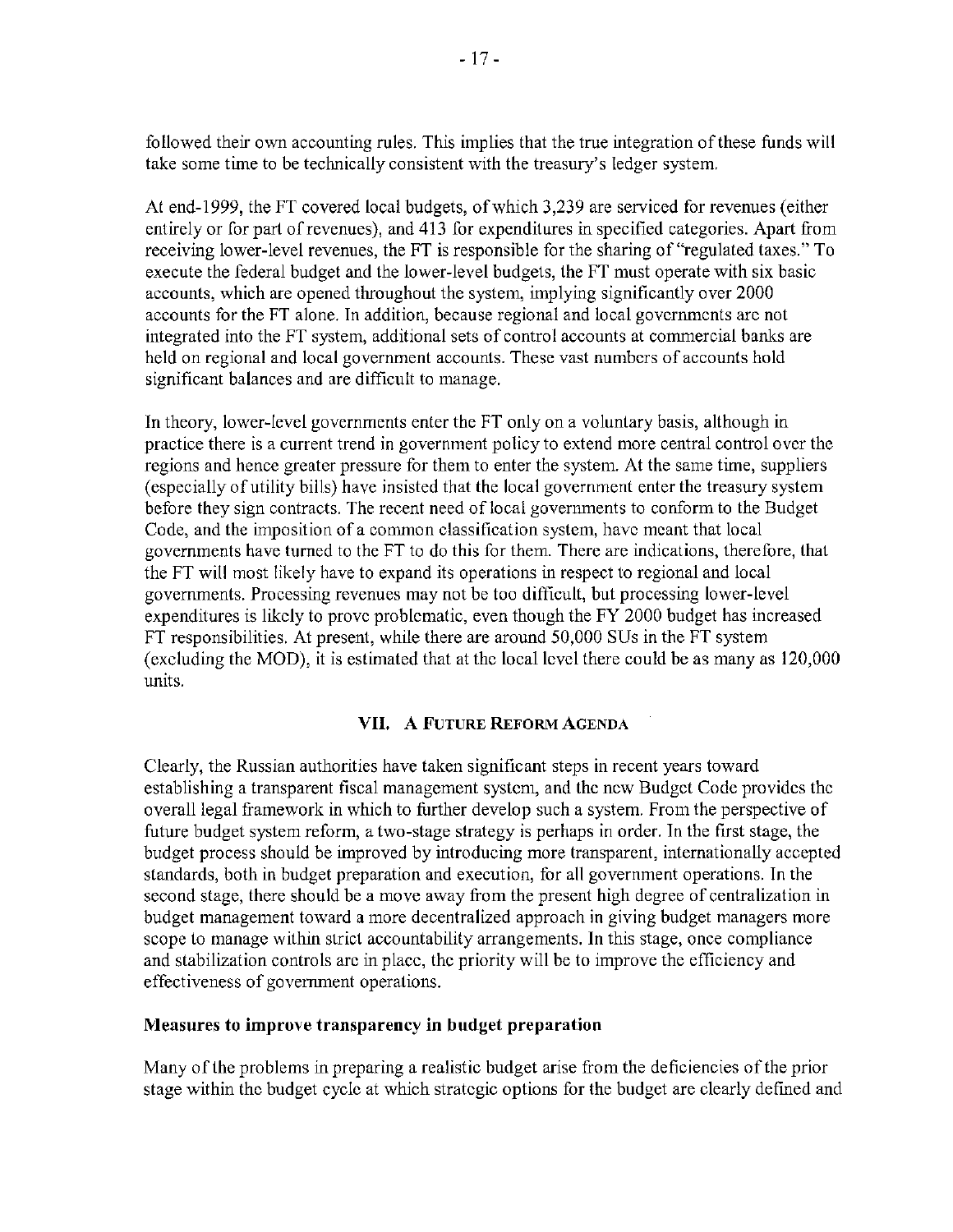followed their own accounting rules. This implies that the true integration of these funds will take some time to be technically consistent with the treasury's ledger system.

At end-1999, the FT covered local budgets, of which 3,239 are serviced for revenues (either entirely or for part of revenues), and 413 for expenditures in specified categories. Apart from receiving lower-level revenues, the FT is responsible for the sharing of "regulated taxes." To execute the federal budget and the lower-level budgets, the FT must operate with six basic accounts, which are opened throughout the system, implying significantly over 2000 accounts for the FT alone. In addition, because regional and local governments are not integrated into the FT system, additional sets of control accounts at commercial banks are held on regional and local government accounts. These vast numbers of accounts hold significant balances and are difficult to manage.

In theory, lower-level governments enter the FT only on a voluntary basis, although in practice there is a current trend in government policy to extend more central control over the regions and hence greater pressure for them to enter the system. At the same time, suppliers (especially of utility bills) have insisted that the local government enter the treasury system before they sign contracts. The recent need of local governments to conform to the Budget Code, and the imposition of a common classification system, have meant that local governments have turned to the FT to do this for them. There are indications, therefore, that the FT will most likely have to expand its operations in respect to regional and local governments. Processing revenues may not be too difficult, but processing lower-level expenditures is likely to prove problematic, even though the FY 2000 budget has increased FT responsibilities. At present, while there are around 50,000 SUs in the FT system (excluding the MOD), it is estimated that at the local level there could be as many as 120,000 units.

## VII. A Future Reform Agenda

Clearly, the Russian authorities have taken significant steps in recent years toward establishing a transparent fiscal management system, and the new Budget Code provides the overall legal framework in which to further develop such a system. From the perspective of future budget system reform, a two-stage strategy is perhaps in order. In the first stage, the budget process should be improved by introducing more transparent, internationally accepted standards, both in budget preparation and execution, for all government operations. In the second stage, there should be a move away from the present high degree of centralization in budget management toward a more decentralized approach in giving budget managers more scope to manage within strict accountability arrangements. In this stage, once compliance and stabilization controls are in place, the priority will be to improve the efficiency and effectiveness of government operations.

### Measures to improve transparency in budget preparation

Many of the problems in preparing a realistic budget arise from the deficiencies of the prior stage within the budget cycle at which strategic options for the budget are clearly defined and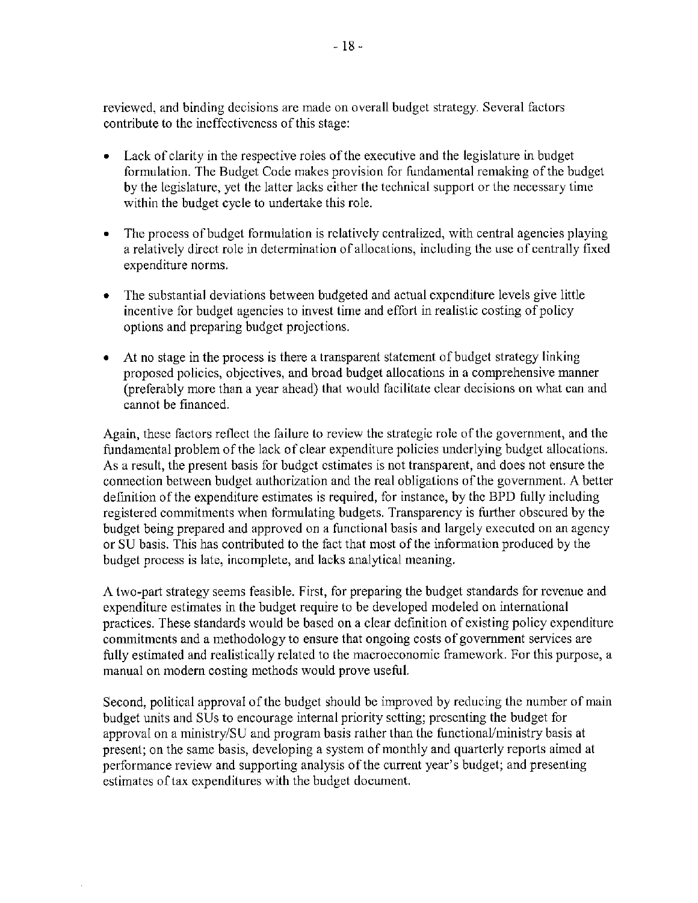reviewed, and binding decisions are made on overall budget strategy. Several factors contribute to the ineffectiveness of this stage:

- Lack of clarity in the respective roles of the executive and the legislature in budget formulation. The Budget Code makes provision for fundamental remaking of the budget by the legislature, yet the latter lacks either the technical support or the necessary time within the budget cycle to undertake this role.

- The process of budget formulation is relatively centralized, with central agencies playing a relatively direct role in determination of allocations, including the use of centrally fixed expenditure norms.

- The substantial deviations between budgeted and actual expenditure levels give little incentive for budget agencies to invest time and effort in realistic costing of policy options and preparing budget projections.

- At no stage in the process is there a transparent statement of budget strategy linking proposed policies, objectives, and broad budget allocations in a comprehensive manner (preferably more than a year ahead) that would facilitate clear decisions on what can and cannot be financed.

Again, these factors reflect the failure to review the strategic role of the government, and the fundamental problem of the lack of clear expenditure policies underlying budget allocations. As a result, the present basis for budget estimates is not transparent, and does not ensure the connection between budget authorization and the real obligations of the government. A better definition of the expenditure estimates is required, for instance, by the BPD fully including registered commitments when formulating budgets. Transparency is further obscured by the budget being prepared and approved on a functional basis and largely executed on an agency or SU basis. This has contributed to the fact that most of the information produced by the budget process is late, incomplete, and lacks analytical meaning.

A two-part strategy seems feasible. First, for preparing the budget standards for revenue and expenditure estimates in the budget require to be developed modeled on international practices. These standards would be based on a clear definition of existing policy expenditure commitments and a methodology to ensure that ongoing costs of government services are fully estimated and realistically related to the macroeconomic framework. For this purpose, a manual on modern costing methods would prove useful.

Second, political approval of the budget should be improved by reducing the number of main budget units and SUs to encourage internal priority setting; presenting the budget for approval on a ministry/SU and program basis rather than the functional/ministry basis at present; on the same basis, developing a system of monthly and quarterly reports aimed at performance review and supporting analysis of the current year's budget; and presenting estimates of tax expenditures with the budget document.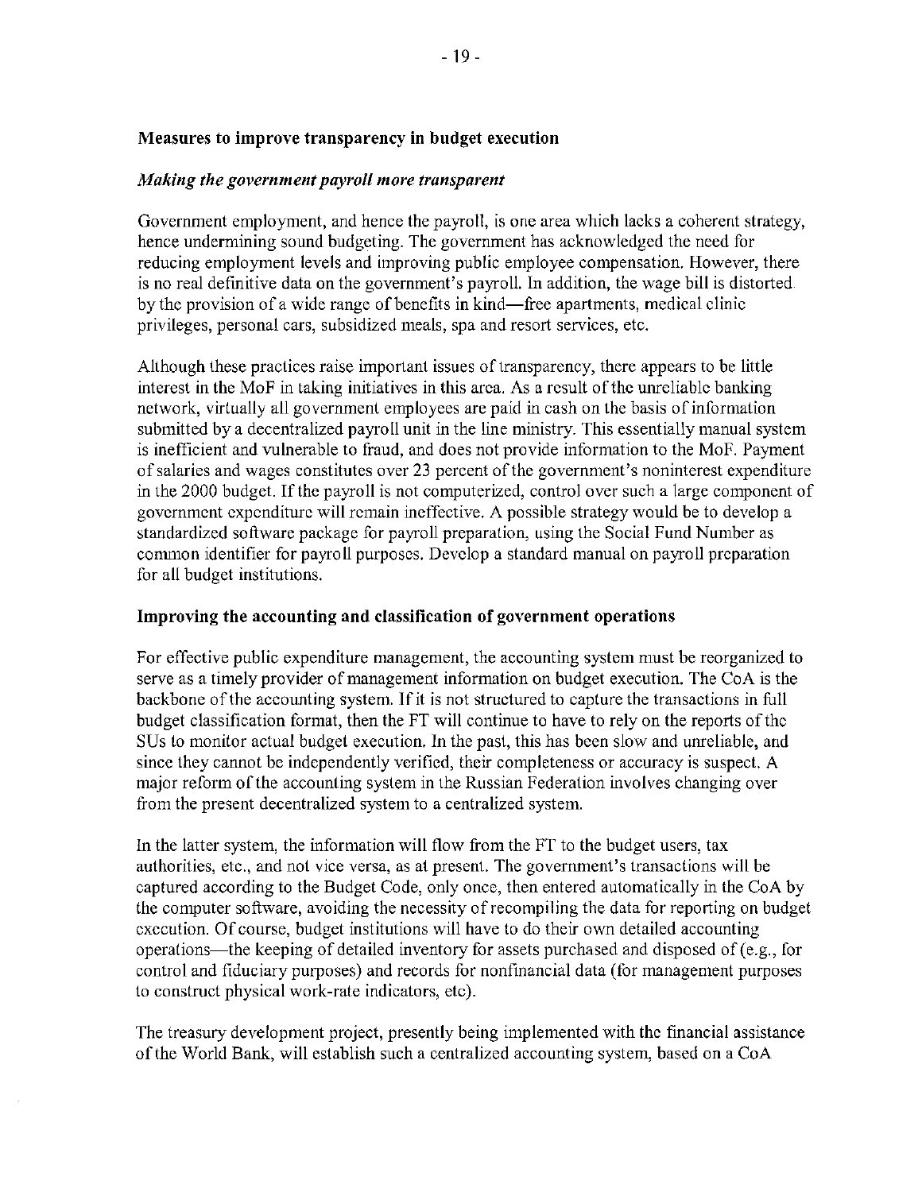### Measures to improve transparency in budget execution

#### *Making the government payroll more transparent*

Government employment, and hence the payroll, is one area which lacks a coherent strategy, hence undermining sound budgeting. The government has acknowledged the need for reducing employment levels and improving public employee compensation. However, there is no real definitive data on the government's payroll. In addition, the wage bill is distorted by the provision of a wide range of benefits in kind—free apartments, medical clinic privileges, personal cars, subsidized meals, spa and resort services, etc.

Although these practices raise important issues of transparency, there appears to be little interest in the MoF in taking initiatives in this area. As a result of the unreliable banking network, virtually all government employees are paid in cash on the basis of information submitted by a decentralized payroll unit in the line ministry. This essentially manual system is inefficient and vulnerable to fraud, and does not provide information to the MoF. Payment of salaries and wages constitutes over 23 percent of the government's noninterest expenditure in the 2000 budget. If the payroll is not computerized, control over such a large component of government expenditure will remain ineffective. A possible strategy would be to develop a standardized software package for payroll preparation, using the Social Fund Number as common identifier for payroll purposes. Develop a standard manual on payroll preparation for all budget institutions.

### Improving the accounting and classification of government operations

For effective public expenditure management, the accounting system must be reorganized to serve as a timely provider of management information on budget execution. The CoA is the backbone of the accounting system. If it is not structured to capture the transactions in full budget classification format, then the FT will continue to have to rely on the reports of the SUs to monitor actual budget execution. In the past, this has been slow and unreliable, and since they cannot be independently verified, their completeness or accuracy is suspect. A major reform of the accounting system in the Russian Federation involves changing over from the present decentralized system to a centralized system.

In the latter system, the information will flow from the FT to the budget users, tax authorities, etc., and not vice versa, as at present. The government's transactions will be captured according to the Budget Code, only once, then entered automatically in the CoA by the computer software, avoiding the necessity of recompiling the data for reporting on budget execution. Of course, budget institutions will have to do their own detailed accounting operations—the keeping of detailed inventory for assets purchased and disposed of (e.g., for control and fiduciary purposes) and records for nonfinancial data (for management purposes to construct physical work-rate indicators, etc).

The treasury development project, presently being implemented with the financial assistance of the World Bank, will establish such a centralized accounting system, based on a CoA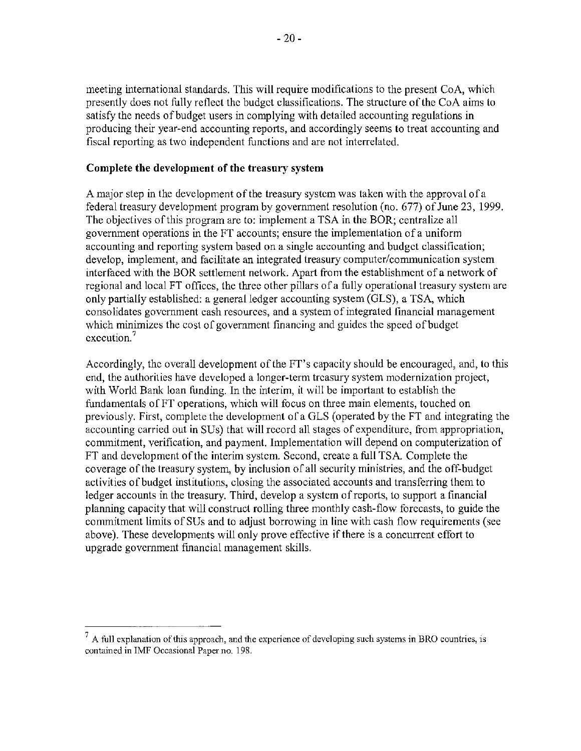meeting international standards. This will require modifications to the present CoA, which presently does not fully reflect the budget classifications. The structure of the CoA aims to satisfy the needs of budget users in complying with detailed accounting regulations in producing their year-end accounting reports, and accordingly seems to treat accounting and fiscal reporting as two independent functions and are not interrelated.

**Complete the development of the treasury system**

A major step in the development of the treasury system was taken with the approval of a federal treasury development program by government resolution (no. 677) of June 23, 1999. The objectives of this program are to: implement a TSA in the BOR; centralize all government operations in the FT accounts; ensure the implementation of a uniform accounting and reporting system based on a single accounting and budget classification; develop, implement, and facilitate an integrated treasury computer/communication system interfaced with the BOR settlement network. Apart from the establishment of a network of regional and local FT offices, the three other pillars of a fully operational treasury system are only partially established: a general ledger accounting system (GLS), a TSA, which consolidates government cash resources, and a system of integrated financial management which minimizes the cost of government financing and guides the speed of budget execution.[7]

Accordingly, the overall development of the FT's capacity should be encouraged, and, to this end, the authorities have developed a longer-term treasury system modernization project, with World Bank loan funding. In the interim, it will be important to establish the fundamentals of FT operations, which will focus on three main elements, touched on previously. First, complete the development of a GLS (operated by the FT and integrating the accounting carried out in SUs) that will record all stages of expenditure, from appropriation, commitment, verification, and payment. Implementation will depend on computerization of FT and development of the interim system. Second, create a full TSA. Complete the coverage of the treasury system, by inclusion of all security ministries, and the off-budget activities of budget institutions, closing the associated accounts and transferring them to ledger accounts in the treasury. Third, develop a system of reports, to support a financial planning capacity that will construct rolling three monthly cash-flow forecasts, to guide the commitment limits of SUs and to adjust borrowing in line with cash flow requirements (see above). These developments will only prove effective if there is a concurrent effort to upgrade government financial management skills.

---

[7] A full explanation of this approach, and the experience of developing such systems in BRO countries, is contained in IMF Occasional Paper no. 198.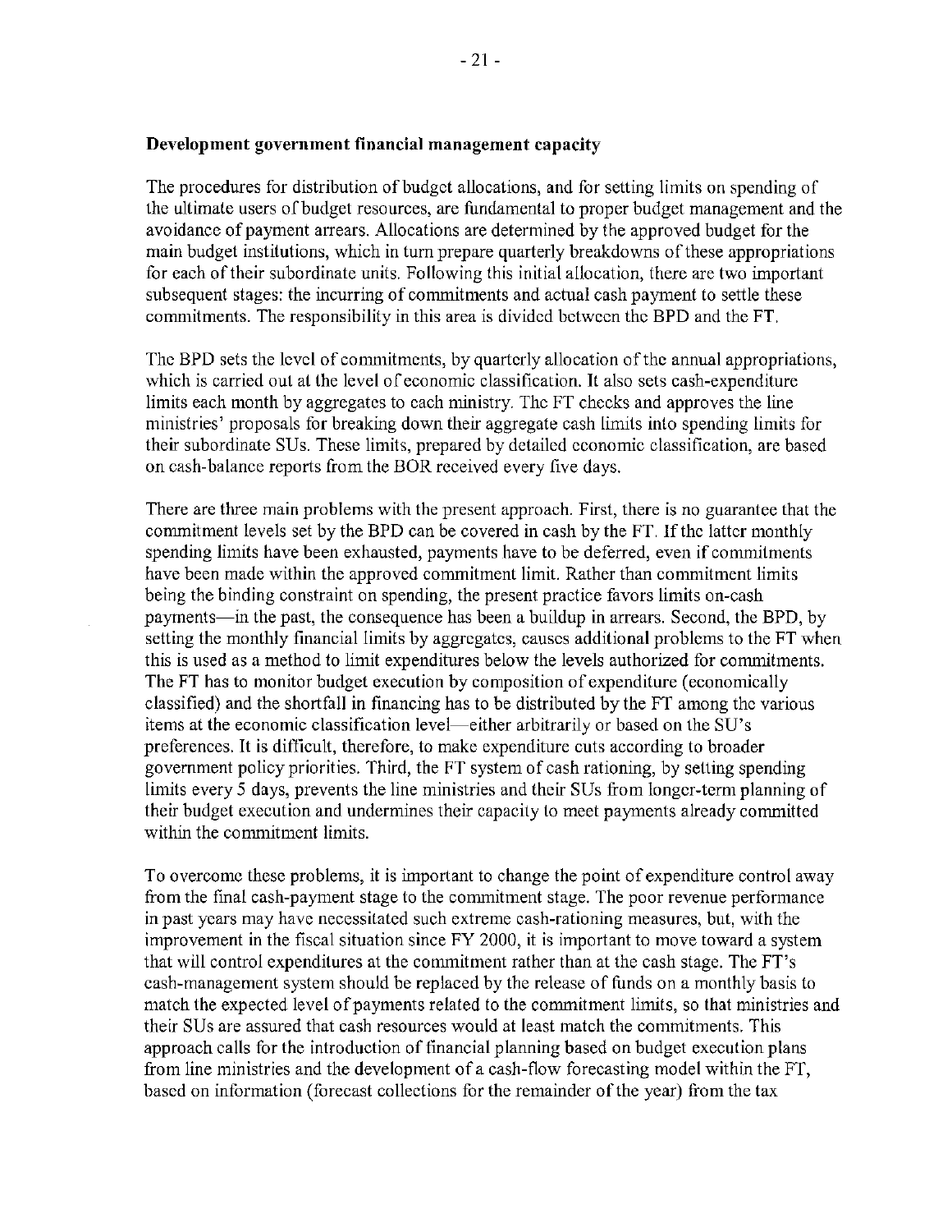**Development government financial management capacity**

The procedures for distribution of budget allocations, and for setting limits on spending of the ultimate users of budget resources, are fundamental to proper budget management and the avoidance of payment arrears. Allocations are determined by the approved budget for the main budget institutions, which in turn prepare quarterly breakdowns of these appropriations for each of their subordinate units. Following this initial allocation, there are two important subsequent stages: the incurring of commitments and actual cash payment to settle these commitments. The responsibility in this area is divided between the BPD and the FT.

The BPD sets the level of commitments, by quarterly allocation of the annual appropriations, which is carried out at the level of economic classification. It also sets cash-expenditure limits each month by aggregates to each ministry. The FT checks and approves the line ministries' proposals for breaking down their aggregate cash limits into spending limits for their subordinate SUs. These limits, prepared by detailed economic classification, are based on cash-balance reports from the BOR received every five days.

There are three main problems with the present approach. First, there is no guarantee that the commitment levels set by the BPD can be covered in cash by the FT. If the latter monthly spending limits have been exhausted, payments have to be deferred, even if commitments have been made within the approved commitment limit. Rather than commitment limits being the binding constraint on spending, the present practice favors limits on-cash payments—in the past, the consequence has been a buildup in arrears. Second, the BPD, by setting the monthly financial limits by aggregates, causes additional problems to the FT when this is used as a method to limit expenditures below the levels authorized for commitments. The FT has to monitor budget execution by composition of expenditure (economically classified) and the shortfall in financing has to be distributed by the FT among the various items at the economic classification level—either arbitrarily or based on the SU's preferences. It is difficult, therefore, to make expenditure cuts according to broader government policy priorities. Third, the FT system of cash rationing, by setting spending limits every 5 days, prevents the line ministries and their SUs from longer-term planning of their budget execution and undermines their capacity to meet payments already committed within the commitment limits.

To overcome these problems, it is important to change the point of expenditure control away from the final cash-payment stage to the commitment stage. The poor revenue performance in past years may have necessitated such extreme cash-rationing measures, but, with the improvement in the fiscal situation since FY 2000, it is important to move toward a system that will control expenditures at the commitment rather than at the cash stage. The FT's cash-management system should be replaced by the release of funds on a monthly basis to match the expected level of payments related to the commitment limits, so that ministries and their SUs are assured that cash resources would at least match the commitments. This approach calls for the introduction of financial planning based on budget execution plans from line ministries and the development of a cash-flow forecasting model within the FT, based on information (forecast collections for the remainder of the year) from the tax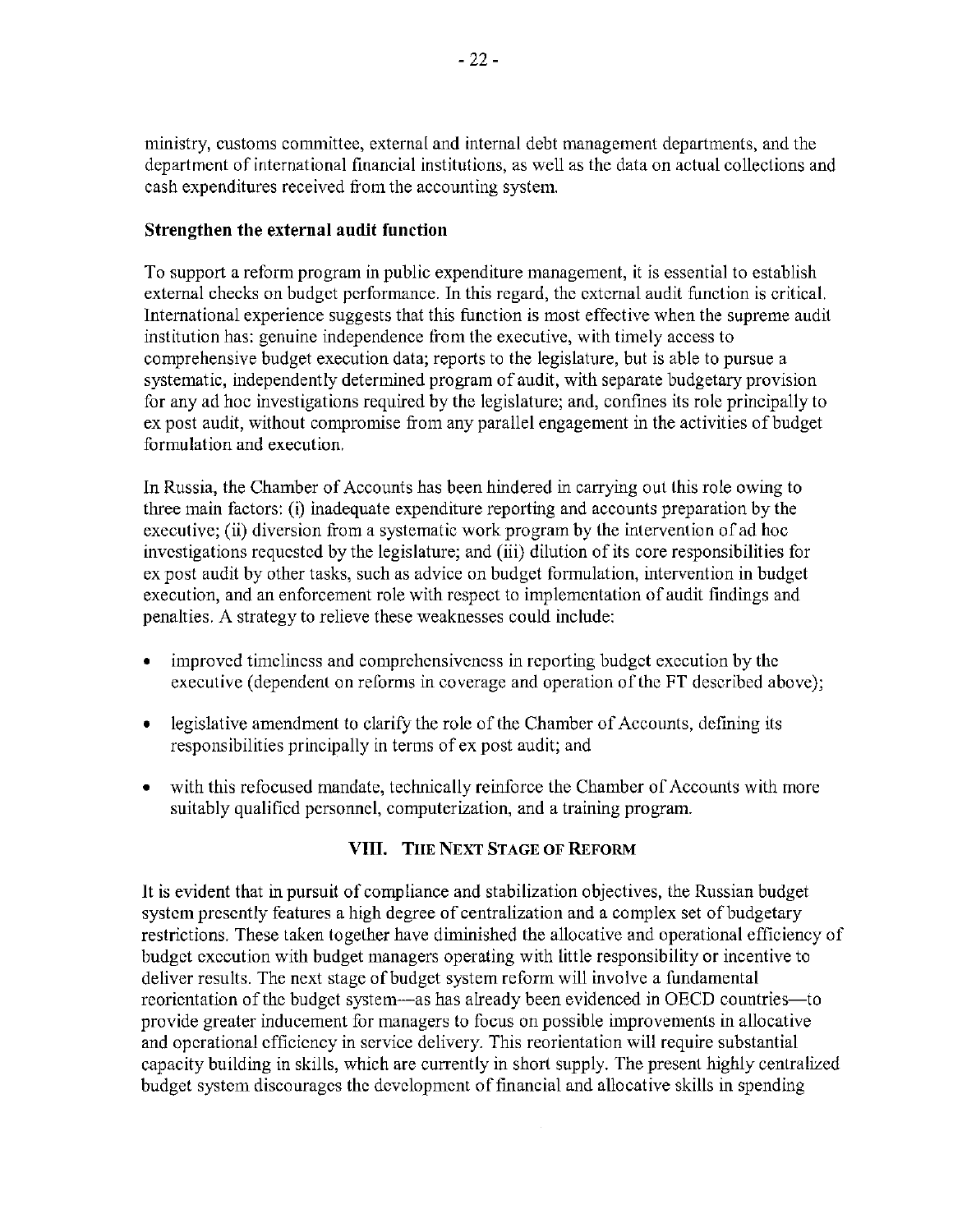ministry, customs committee, external and internal debt management departments, and the department of international financial institutions, as well as the data on actual collections and cash expenditures received from the accounting system.

### Strengthen the external audit function

To support a reform program in public expenditure management, it is essential to establish external checks on budget performance. In this regard, the external audit function is critical. International experience suggests that this function is most effective when the supreme audit institution has: genuine independence from the executive, with timely access to comprehensive budget execution data; reports to the legislature, but is able to pursue a systematic, independently determined program of audit, with separate budgetary provision for any ad hoc investigations required by the legislature; and, confines its role principally to ex post audit, without compromise from any parallel engagement in the activities of budget formulation and execution.

In Russia, the Chamber of Accounts has been hindered in carrying out this role owing to three main factors: (i) inadequate expenditure reporting and accounts preparation by the executive; (ii) diversion from a systematic work program by the intervention of ad hoc investigations requested by the legislature; and (iii) dilution of its core responsibilities for ex post audit by other tasks, such as advice on budget formulation, intervention in budget execution, and an enforcement role with respect to implementation of audit findings and penalties. A strategy to relieve these weaknesses could include:

- improved timeliness and comprehensiveness in reporting budget execution by the executive (dependent on reforms in coverage and operation of the FT described above);
- legislative amendment to clarify the role of the Chamber of Accounts, defining its responsibilities principally in terms of ex post audit; and
- with this refocused mandate, technically reinforce the Chamber of Accounts with more suitably qualified personnel, computerization, and a training program.

## VIII. The Next Stage of Reform

It is evident that in pursuit of compliance and stabilization objectives, the Russian budget system presently features a high degree of centralization and a complex set of budgetary restrictions. These taken together have diminished the allocative and operational efficiency of budget execution with budget managers operating with little responsibility or incentive to deliver results. The next stage of budget system reform will involve a fundamental reorientation of the budget system—as has already been evidenced in OECD countries—to provide greater inducement for managers to focus on possible improvements in allocative and operational efficiency in service delivery. This reorientation will require substantial capacity building in skills, which are currently in short supply. The present highly centralized budget system discourages the development of financial and allocative skills in spending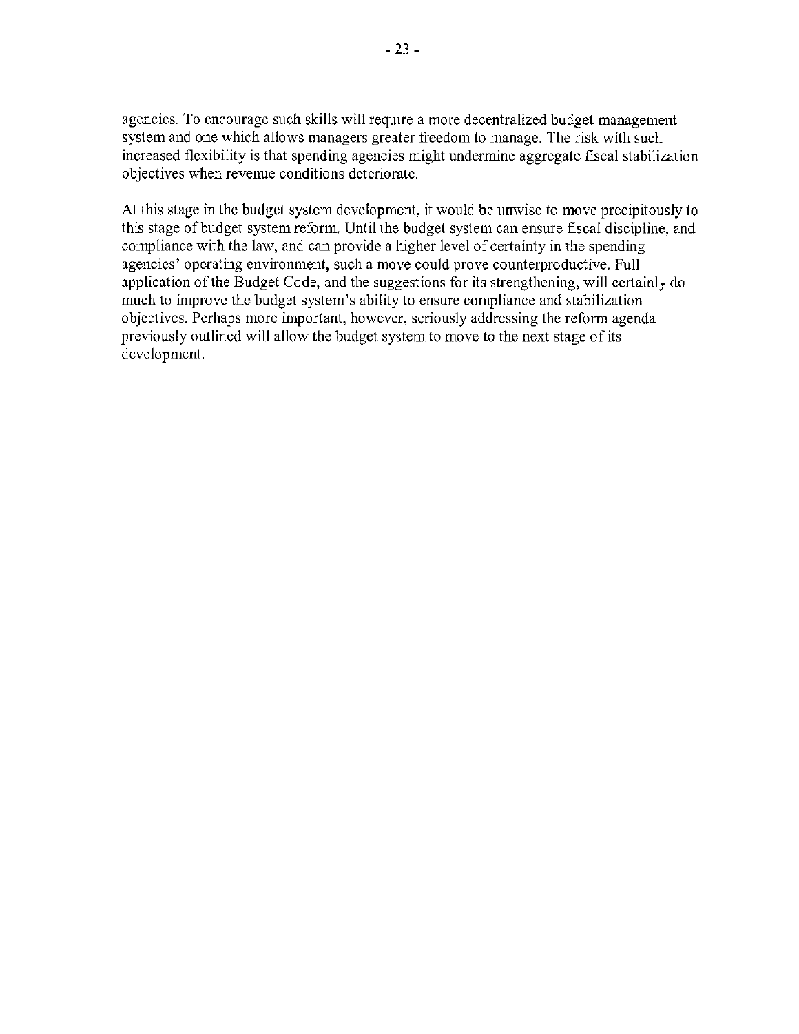agencies. To encourage such skills will require a more decentralized budget management system and one which allows managers greater freedom to manage. The risk with such increased flexibility is that spending agencies might undermine aggregate fiscal stabilization objectives when revenue conditions deteriorate.

At this stage in the budget system development, it would be unwise to move precipitously to this stage of budget system reform. Until the budget system can ensure fiscal discipline, and compliance with the law, and can provide a higher level of certainty in the spending agencies' operating environment, such a move could prove counterproductive. Full application of the Budget Code, and the suggestions for its strengthening, will certainly do much to improve the budget system's ability to ensure compliance and stabilization objectives. Perhaps more important, however, seriously addressing the reform agenda previously outlined will allow the budget system to move to the next stage of its development.